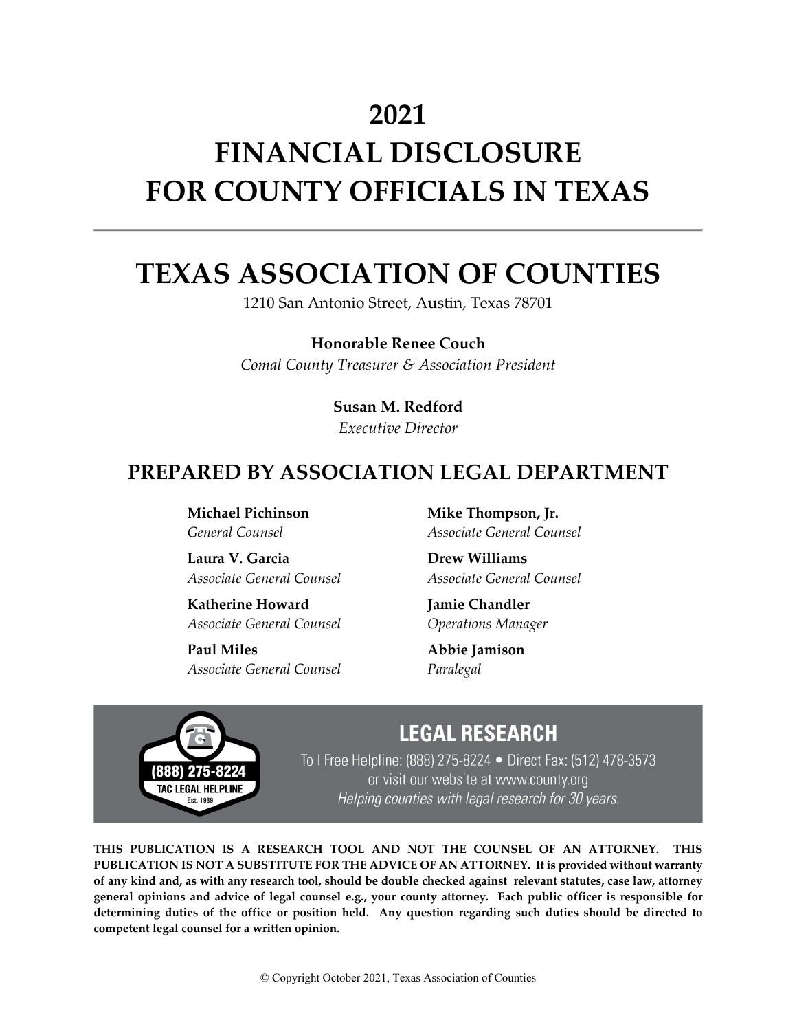# 2021 FINANCIAL DISCLOSURE FOR COUNTY OFFICIALS IN TEXAS

# TEXAS ASSOCIATION OF COUNTIES

1210 San Antonio Street, Austin, Texas 78701

**Honorable Renee Couch**
*Comal County Treasurer & Association President*

**Susan M. Redford**
*Executive Director*

## PREPARED BY ASSOCIATION LEGAL DEPARTMENT

**Michael Pichinson**
*General Counsel*

**Laura V. Garcia**
*Associate General Counsel*

**Katherine Howard**
*Associate General Counsel*

**Paul Miles**
*Associate General Counsel*

**Mike Thompson, Jr.**
*Associate General Counsel*

**Drew Williams**
*Associate General Counsel*

**Jamie Chandler**
*Operations Manager*

**Abbie Jamison**
*Paralegal*

(888) 275-8224
TAC LEGAL HELPLINE
Est. 1989

**LEGAL RESEARCH**

Toll Free Helpline: (888) 275-8224 • Direct Fax: (512) 478-3573
or visit our website at www.county.org
*Helping counties with legal research for 30 years.*

**THIS PUBLICATION IS A RESEARCH TOOL AND NOT THE COUNSEL OF AN ATTORNEY. THIS PUBLICATION IS NOT A SUBSTITUTE FOR THE ADVICE OF AN ATTORNEY. It is provided without warranty of any kind and, as with any research tool, should be double checked against relevant statutes, case law, attorney general opinions and advice of legal counsel e.g., your county attorney. Each public officer is responsible for determining duties of the office or position held. Any question regarding such duties should be directed to competent legal counsel for a written opinion.**

© Copyright October 2021, Texas Association of Counties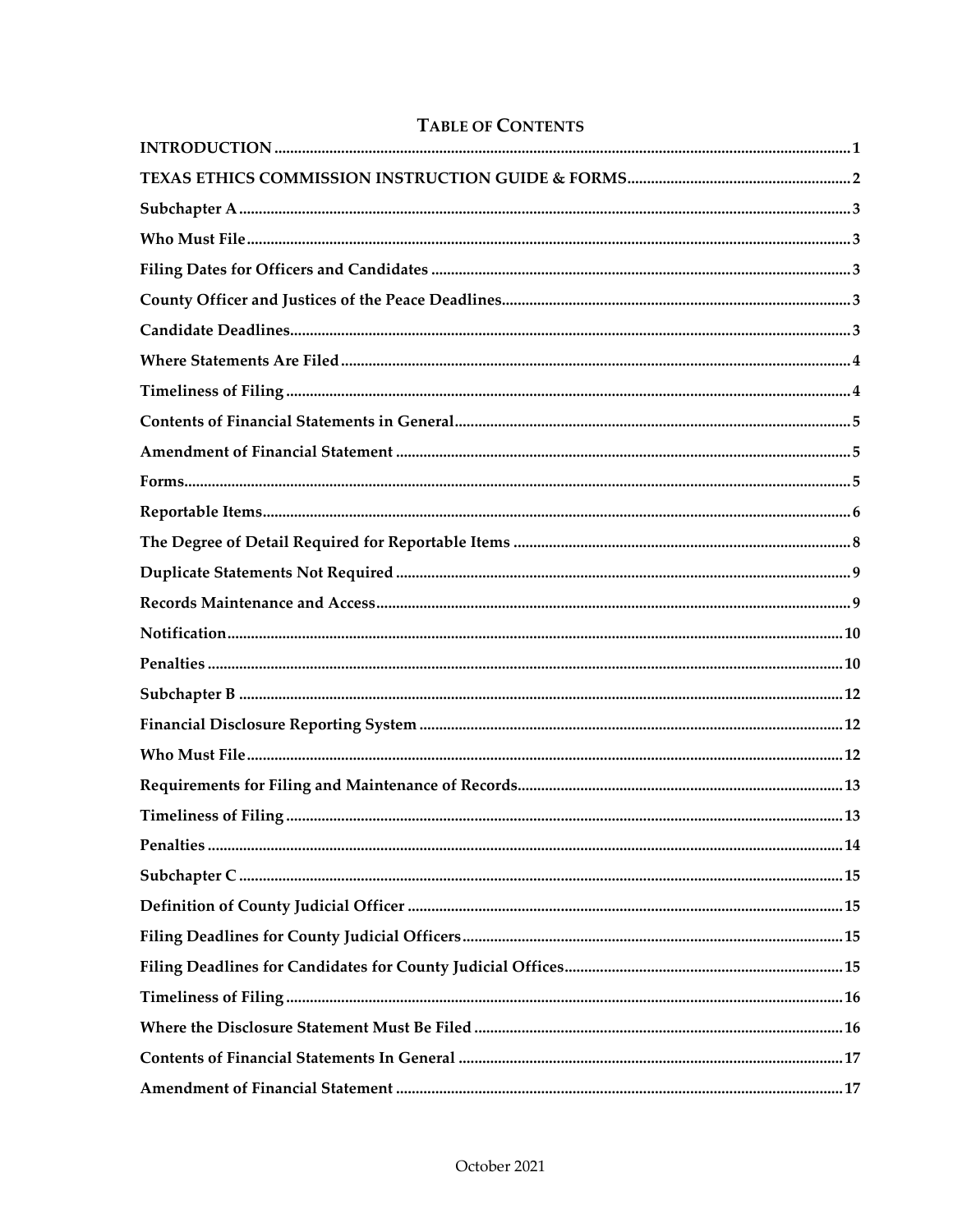# TABLE OF CONTENTS

**INTRODUCTION** ........................................................ 1

**TEXAS ETHICS COMMISSION INSTRUCTION GUIDE & FORMS** ........................................................ 2

**Subchapter A** ........................................................ 3

**Who Must File** ........................................................ 3

**Filing Dates for Officers and Candidates** ........................................................ 3

**County Officer and Justices of the Peace Deadlines** ........................................................ 3

**Candidate Deadlines** ........................................................ 3

**Where Statements Are Filed** ........................................................ 4

**Timeliness of Filing** ........................................................ 4

**Contents of Financial Statements in General** ........................................................ 5

**Amendment of Financial Statement** ........................................................ 5

**Forms** ........................................................ 5

**Reportable Items** ........................................................ 6

**The Degree of Detail Required for Reportable Items** ........................................................ 8

**Duplicate Statements Not Required** ........................................................ 9

**Records Maintenance and Access** ........................................................ 9

**Notification** ........................................................ 10

**Penalties** ........................................................ 10

**Subchapter B** ........................................................ 12

**Financial Disclosure Reporting System** ........................................................ 12

**Who Must File** ........................................................ 12

**Requirements for Filing and Maintenance of Records** ........................................................ 13

**Timeliness of Filing** ........................................................ 13

**Penalties** ........................................................ 14

**Subchapter C** ........................................................ 15

**Definition of County Judicial Officer** ........................................................ 15

**Filing Deadlines for County Judicial Officers** ........................................................ 15

**Filing Deadlines for Candidates for County Judicial Offices** ........................................................ 15

**Timeliness of Filing** ........................................................ 16

**Where the Disclosure Statement Must Be Filed** ........................................................ 16

**Contents of Financial Statements In General** ........................................................ 17

**Amendment of Financial Statement** ........................................................ 17

October 2021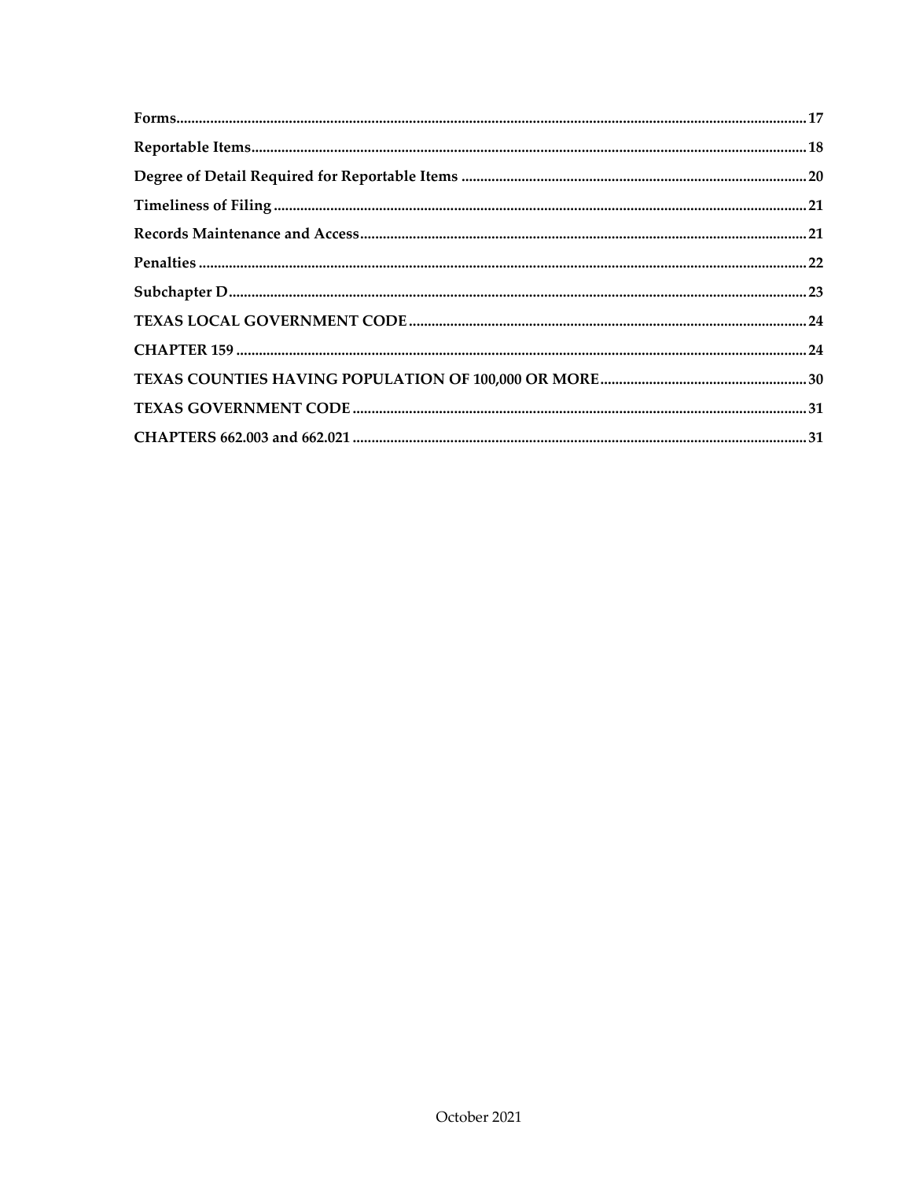**Forms** .......... 17

**Reportable Items** .......... 18

**Degree of Detail Required for Reportable Items** .......... 20

**Timeliness of Filing** .......... 21

**Records Maintenance and Access** .......... 21

**Penalties** .......... 22

**Subchapter D** .......... 23

**TEXAS LOCAL GOVERNMENT CODE** .......... 24

**CHAPTER 159** .......... 24

**TEXAS COUNTIES HAVING POPULATION OF 100,000 OR MORE** .......... 30

**TEXAS GOVERNMENT CODE** .......... 31

**CHAPTERS 662.003 and 662.021** .......... 31

October 2021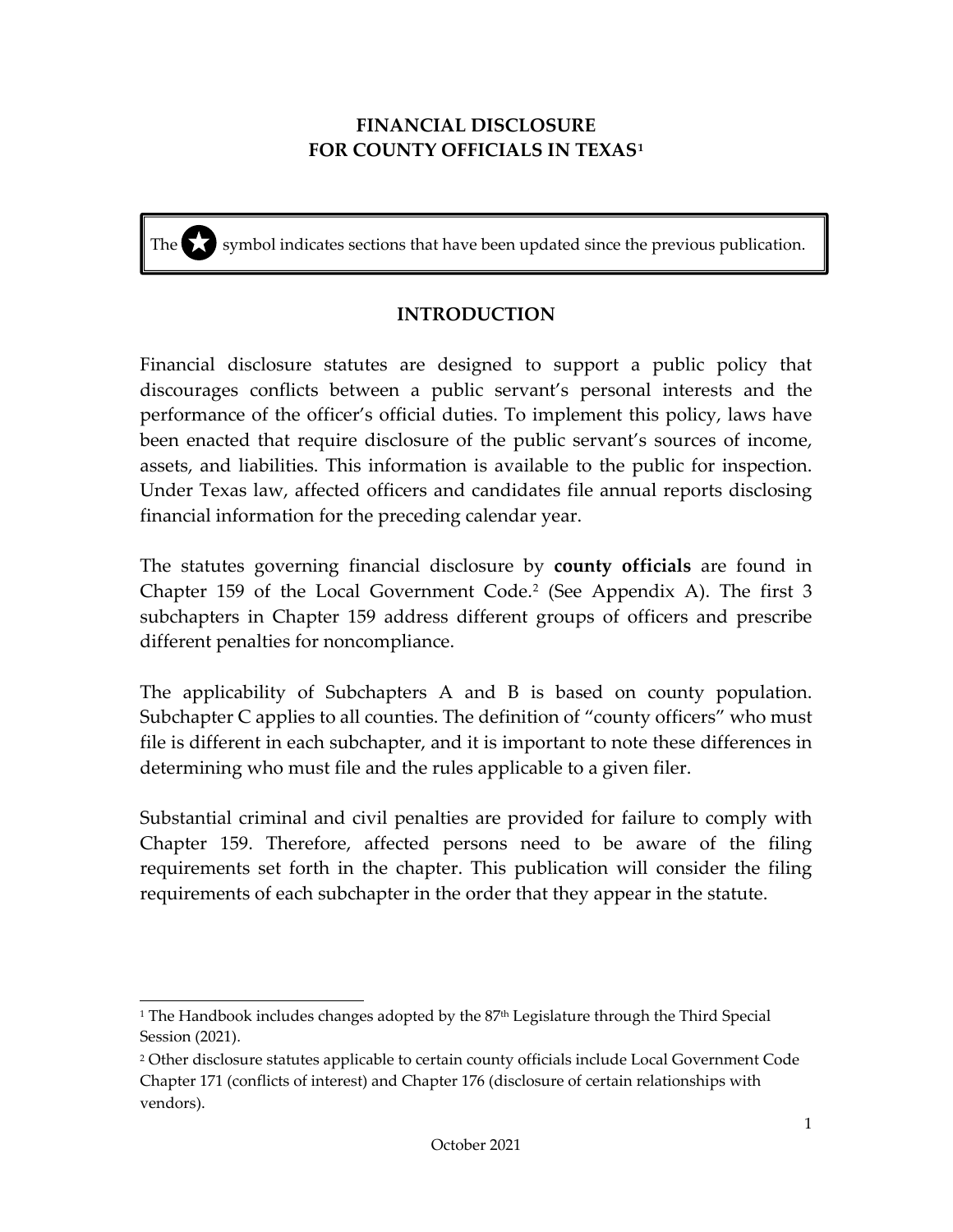# FINANCIAL DISCLOSURE FOR COUNTY OFFICIALS IN TEXAS[1]

> The ★ symbol indicates sections that have been updated since the previous publication.

## INTRODUCTION

Financial disclosure statutes are designed to support a public policy that discourages conflicts between a public servant's personal interests and the performance of the officer's official duties. To implement this policy, laws have been enacted that require disclosure of the public servant's sources of income, assets, and liabilities. This information is available to the public for inspection. Under Texas law, affected officers and candidates file annual reports disclosing financial information for the preceding calendar year.

The statutes governing financial disclosure by **county officials** are found in Chapter 159 of the Local Government Code.[2] (See Appendix A). The first 3 subchapters in Chapter 159 address different groups of officers and prescribe different penalties for noncompliance.

The applicability of Subchapters A and B is based on county population. Subchapter C applies to all counties. The definition of "county officers" who must file is different in each subchapter, and it is important to note these differences in determining who must file and the rules applicable to a given filer.

Substantial criminal and civil penalties are provided for failure to comply with Chapter 159. Therefore, affected persons need to be aware of the filing requirements set forth in the chapter. This publication will consider the filing requirements of each subchapter in the order that they appear in the statute.

---

[1] The Handbook includes changes adopted by the 87th Legislature through the Third Special Session (2021).

[2] Other disclosure statutes applicable to certain county officials include Local Government Code Chapter 171 (conflicts of interest) and Chapter 176 (disclosure of certain relationships with vendors).

October 2021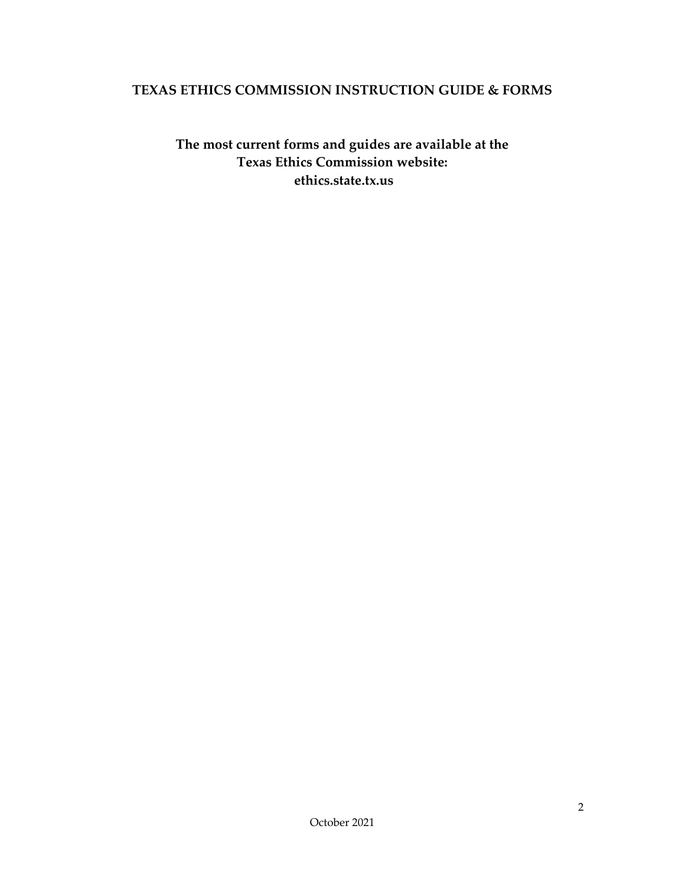## TEXAS ETHICS COMMISSION INSTRUCTION GUIDE & FORMS

**The most current forms and guides are available at the Texas Ethics Commission website: ethics.state.tx.us**

October 2021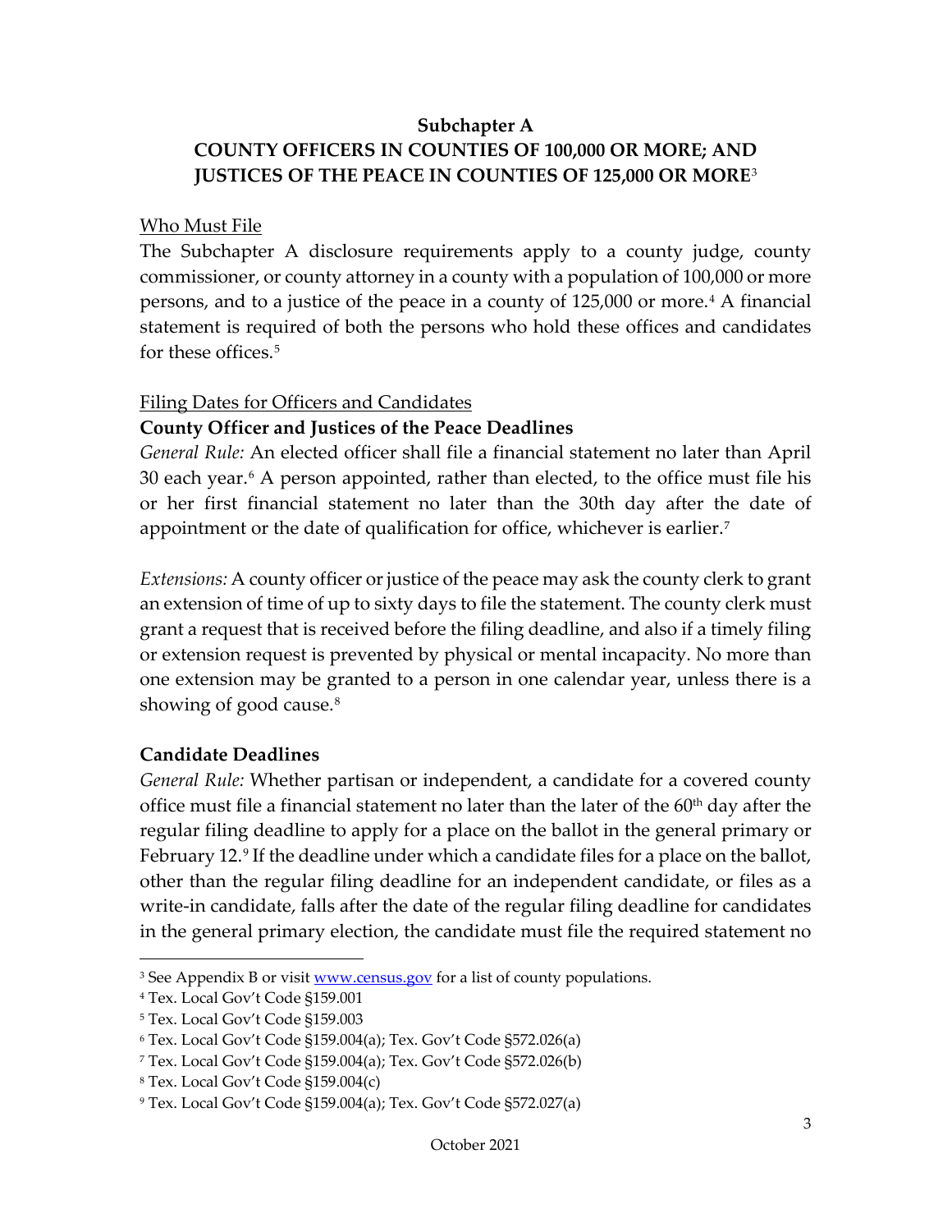## Subchapter A
## COUNTY OFFICERS IN COUNTIES OF 100,000 OR MORE; AND JUSTICES OF THE PEACE IN COUNTIES OF 125,000 OR MORE[3]

Who Must File

The Subchapter A disclosure requirements apply to a county judge, county commissioner, or county attorney in a county with a population of 100,000 or more persons, and to a justice of the peace in a county of 125,000 or more.[4] A financial statement is required of both the persons who hold these offices and candidates for these offices.[5]

Filing Dates for Officers and Candidates

**County Officer and Justices of the Peace Deadlines**

*General Rule:* An elected officer shall file a financial statement no later than April 30 each year.[6] A person appointed, rather than elected, to the office must file his or her first financial statement no later than the 30th day after the date of appointment or the date of qualification for office, whichever is earlier.[7]

*Extensions:* A county officer or justice of the peace may ask the county clerk to grant an extension of time of up to sixty days to file the statement. The county clerk must grant a request that is received before the filing deadline, and also if a timely filing or extension request is prevented by physical or mental incapacity. No more than one extension may be granted to a person in one calendar year, unless there is a showing of good cause.[8]

**Candidate Deadlines**

*General Rule:* Whether partisan or independent, a candidate for a covered county office must file a financial statement no later than the later of the 60th day after the regular filing deadline to apply for a place on the ballot in the general primary or February 12.[9] If the deadline under which a candidate files for a place on the ballot, other than the regular filing deadline for an independent candidate, or files as a write-in candidate, falls after the date of the regular filing deadline for candidates in the general primary election, the candidate must file the required statement no

---

[3] See Appendix B or visit www.census.gov for a list of county populations.

[4] Tex. Local Gov't Code §159.001

[5] Tex. Local Gov't Code §159.003

[6] Tex. Local Gov't Code §159.004(a); Tex. Gov't Code §572.026(a)

[7] Tex. Local Gov't Code §159.004(a); Tex. Gov't Code §572.026(b)

[8] Tex. Local Gov't Code §159.004(c)

[9] Tex. Local Gov't Code §159.004(a); Tex. Gov't Code §572.027(a)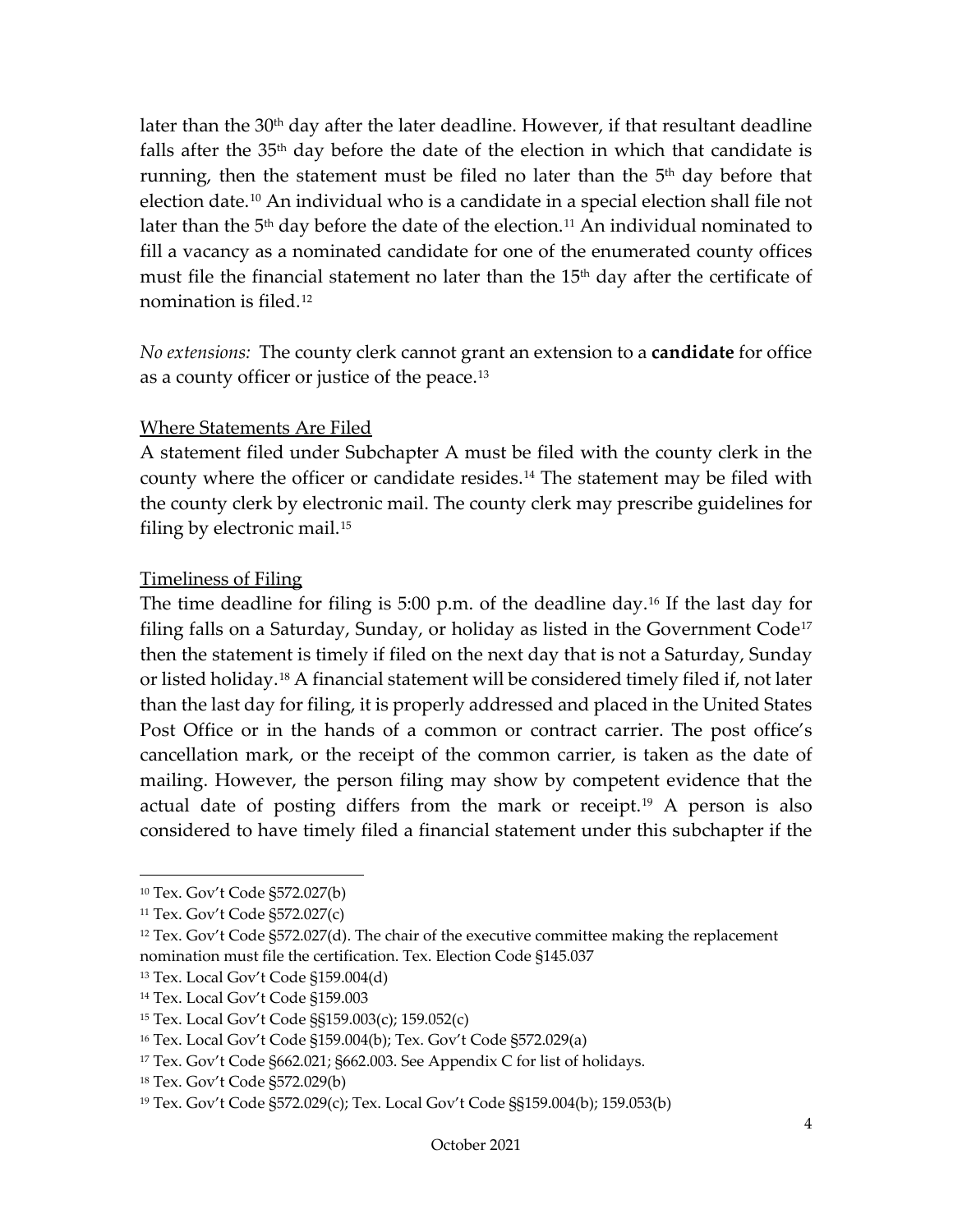later than the 30th day after the later deadline. However, if that resultant deadline falls after the 35th day before the date of the election in which that candidate is running, then the statement must be filed no later than the 5th day before that election date.[10] An individual who is a candidate in a special election shall file not later than the 5th day before the date of the election.[11] An individual nominated to fill a vacancy as a nominated candidate for one of the enumerated county offices must file the financial statement no later than the 15th day after the certificate of nomination is filed.[12]

*No extensions:* The county clerk cannot grant an extension to a **candidate** for office as a county officer or justice of the peace.[13]

Where Statements Are Filed

A statement filed under Subchapter A must be filed with the county clerk in the county where the officer or candidate resides.[14] The statement may be filed with the county clerk by electronic mail. The county clerk may prescribe guidelines for filing by electronic mail.[15]

Timeliness of Filing

The time deadline for filing is 5:00 p.m. of the deadline day.[16] If the last day for filing falls on a Saturday, Sunday, or holiday as listed in the Government Code[17] then the statement is timely if filed on the next day that is not a Saturday, Sunday or listed holiday.[18] A financial statement will be considered timely filed if, not later than the last day for filing, it is properly addressed and placed in the United States Post Office or in the hands of a common or contract carrier. The post office's cancellation mark, or the receipt of the common carrier, is taken as the date of mailing. However, the person filing may show by competent evidence that the actual date of posting differs from the mark or receipt.[19] A person is also considered to have timely filed a financial statement under this subchapter if the

---

[10] Tex. Gov't Code §572.027(b)

[11] Tex. Gov't Code §572.027(c)

[12] Tex. Gov't Code §572.027(d). The chair of the executive committee making the replacement nomination must file the certification. Tex. Election Code §145.037

[13] Tex. Local Gov't Code §159.004(d)

[14] Tex. Local Gov't Code §159.003

[15] Tex. Local Gov't Code §§159.003(c); 159.052(c)

[16] Tex. Local Gov't Code §159.004(b); Tex. Gov't Code §572.029(a)

[17] Tex. Gov't Code §662.021; §662.003. See Appendix C for list of holidays.

[18] Tex. Gov't Code §572.029(b)

[19] Tex. Gov't Code §572.029(c); Tex. Local Gov't Code §§159.004(b); 159.053(b)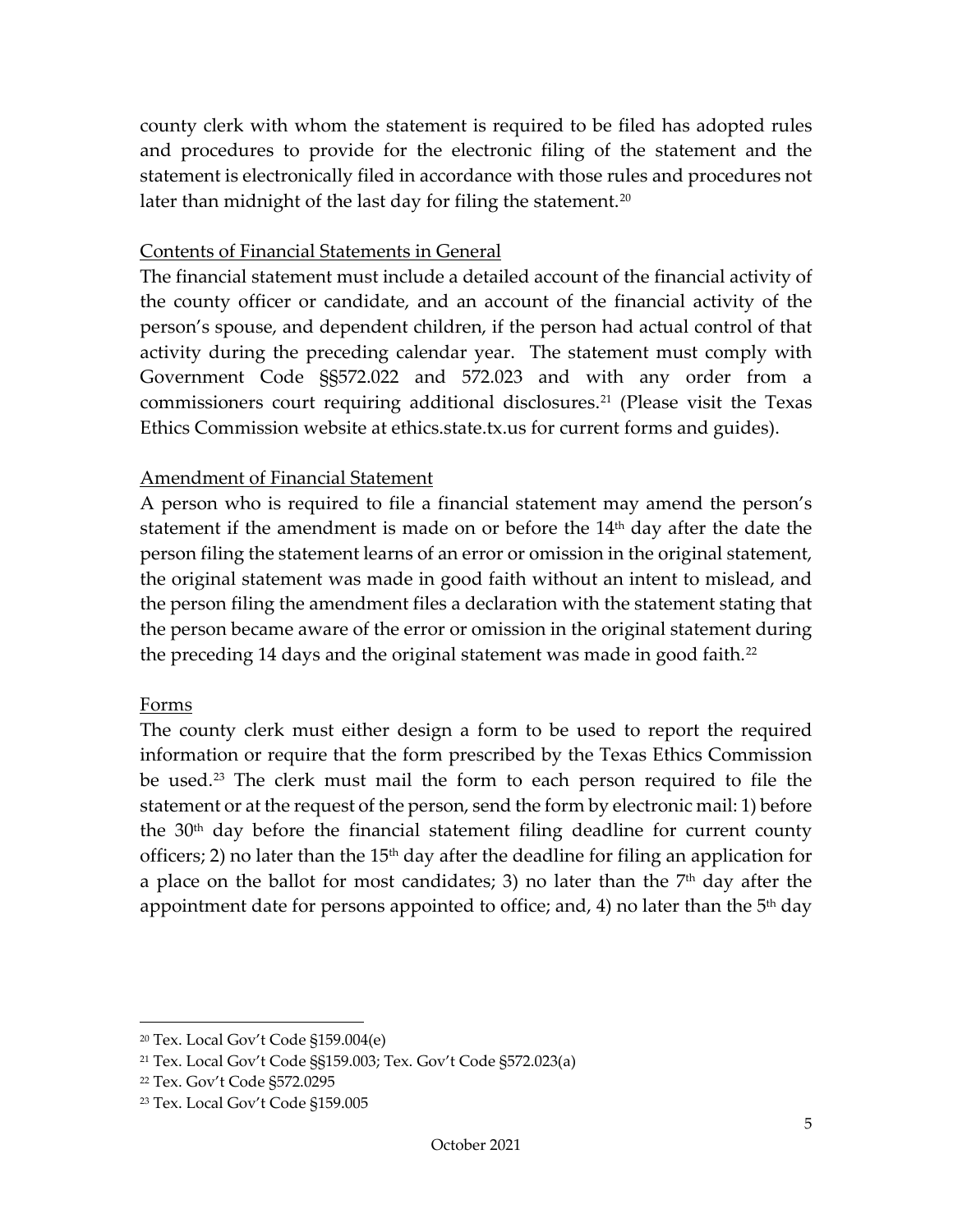county clerk with whom the statement is required to be filed has adopted rules and procedures to provide for the electronic filing of the statement and the statement is electronically filed in accordance with those rules and procedures not later than midnight of the last day for filing the statement.[20]

Contents of Financial Statements in General

The financial statement must include a detailed account of the financial activity of the county officer or candidate, and an account of the financial activity of the person's spouse, and dependent children, if the person had actual control of that activity during the preceding calendar year. The statement must comply with Government Code §§572.022 and 572.023 and with any order from a commissioners court requiring additional disclosures.[21] (Please visit the Texas Ethics Commission website at ethics.state.tx.us for current forms and guides).

Amendment of Financial Statement

A person who is required to file a financial statement may amend the person's statement if the amendment is made on or before the 14th day after the date the person filing the statement learns of an error or omission in the original statement, the original statement was made in good faith without an intent to mislead, and the person filing the amendment files a declaration with the statement stating that the person became aware of the error or omission in the original statement during the preceding 14 days and the original statement was made in good faith.[22]

Forms

The county clerk must either design a form to be used to report the required information or require that the form prescribed by the Texas Ethics Commission be used.[23] The clerk must mail the form to each person required to file the statement or at the request of the person, send the form by electronic mail: 1) before the 30th day before the financial statement filing deadline for current county officers; 2) no later than the 15th day after the deadline for filing an application for a place on the ballot for most candidates; 3) no later than the 7th day after the appointment date for persons appointed to office; and, 4) no later than the 5th day

---

[20] Tex. Local Gov't Code §159.004(e)

[21] Tex. Local Gov't Code §§159.003; Tex. Gov't Code §572.023(a)

[22] Tex. Gov't Code §572.0295

[23] Tex. Local Gov't Code §159.005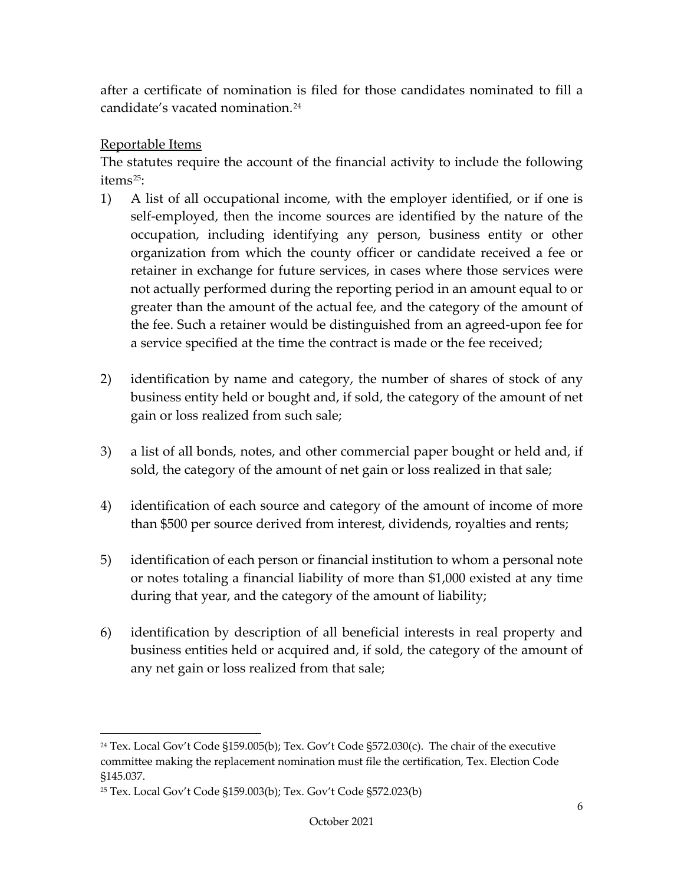after a certificate of nomination is filed for those candidates nominated to fill a candidate's vacated nomination.[24]

Reportable Items

The statutes require the account of the financial activity to include the following items[25]:

1) A list of all occupational income, with the employer identified, or if one is self-employed, then the income sources are identified by the nature of the occupation, including identifying any person, business entity or other organization from which the county officer or candidate received a fee or retainer in exchange for future services, in cases where those services were not actually performed during the reporting period in an amount equal to or greater than the amount of the actual fee, and the category of the amount of the fee. Such a retainer would be distinguished from an agreed-upon fee for a service specified at the time the contract is made or the fee received;

2) identification by name and category, the number of shares of stock of any business entity held or bought and, if sold, the category of the amount of net gain or loss realized from such sale;

3) a list of all bonds, notes, and other commercial paper bought or held and, if sold, the category of the amount of net gain or loss realized in that sale;

4) identification of each source and category of the amount of income of more than $500 per source derived from interest, dividends, royalties and rents;

5) identification of each person or financial institution to whom a personal note or notes totaling a financial liability of more than $1,000 existed at any time during that year, and the category of the amount of liability;

6) identification by description of all beneficial interests in real property and business entities held or acquired and, if sold, the category of the amount of any net gain or loss realized from that sale;

---

[24] Tex. Local Gov't Code §159.005(b); Tex. Gov't Code §572.030(c). The chair of the executive committee making the replacement nomination must file the certification, Tex. Election Code §145.037.

[25] Tex. Local Gov't Code §159.003(b); Tex. Gov't Code §572.023(b)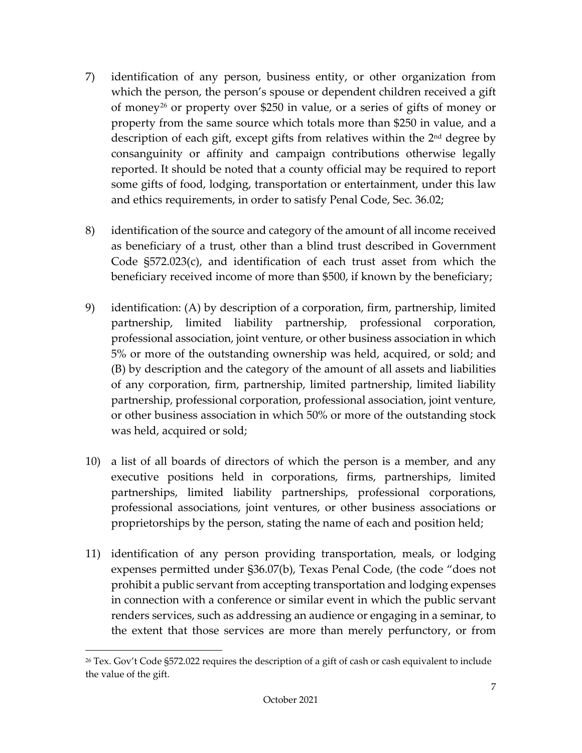7) identification of any person, business entity, or other organization from which the person, the person's spouse or dependent children received a gift of money[26] or property over $250 in value, or a series of gifts of money or property from the same source which totals more than $250 in value, and a description of each gift, except gifts from relatives within the 2nd degree by consanguinity or affinity and campaign contributions otherwise legally reported. It should be noted that a county official may be required to report some gifts of food, lodging, transportation or entertainment, under this law and ethics requirements, in order to satisfy Penal Code, Sec. 36.02;

8) identification of the source and category of the amount of all income received as beneficiary of a trust, other than a blind trust described in Government Code §572.023(c), and identification of each trust asset from which the beneficiary received income of more than $500, if known by the beneficiary;

9) identification: (A) by description of a corporation, firm, partnership, limited partnership, limited liability partnership, professional corporation, professional association, joint venture, or other business association in which 5% or more of the outstanding ownership was held, acquired, or sold; and (B) by description and the category of the amount of all assets and liabilities of any corporation, firm, partnership, limited partnership, limited liability partnership, professional corporation, professional association, joint venture, or other business association in which 50% or more of the outstanding stock was held, acquired or sold;

10) a list of all boards of directors of which the person is a member, and any executive positions held in corporations, firms, partnerships, limited partnerships, limited liability partnerships, professional corporations, professional associations, joint ventures, or other business associations or proprietorships by the person, stating the name of each and position held;

11) identification of any person providing transportation, meals, or lodging expenses permitted under §36.07(b), Texas Penal Code, (the code "does not prohibit a public servant from accepting transportation and lodging expenses in connection with a conference or similar event in which the public servant renders services, such as addressing an audience or engaging in a seminar, to the extent that those services are more than merely perfunctory, or from

[26] Tex. Gov't Code §572.022 requires the description of a gift of cash or cash equivalent to include the value of the gift.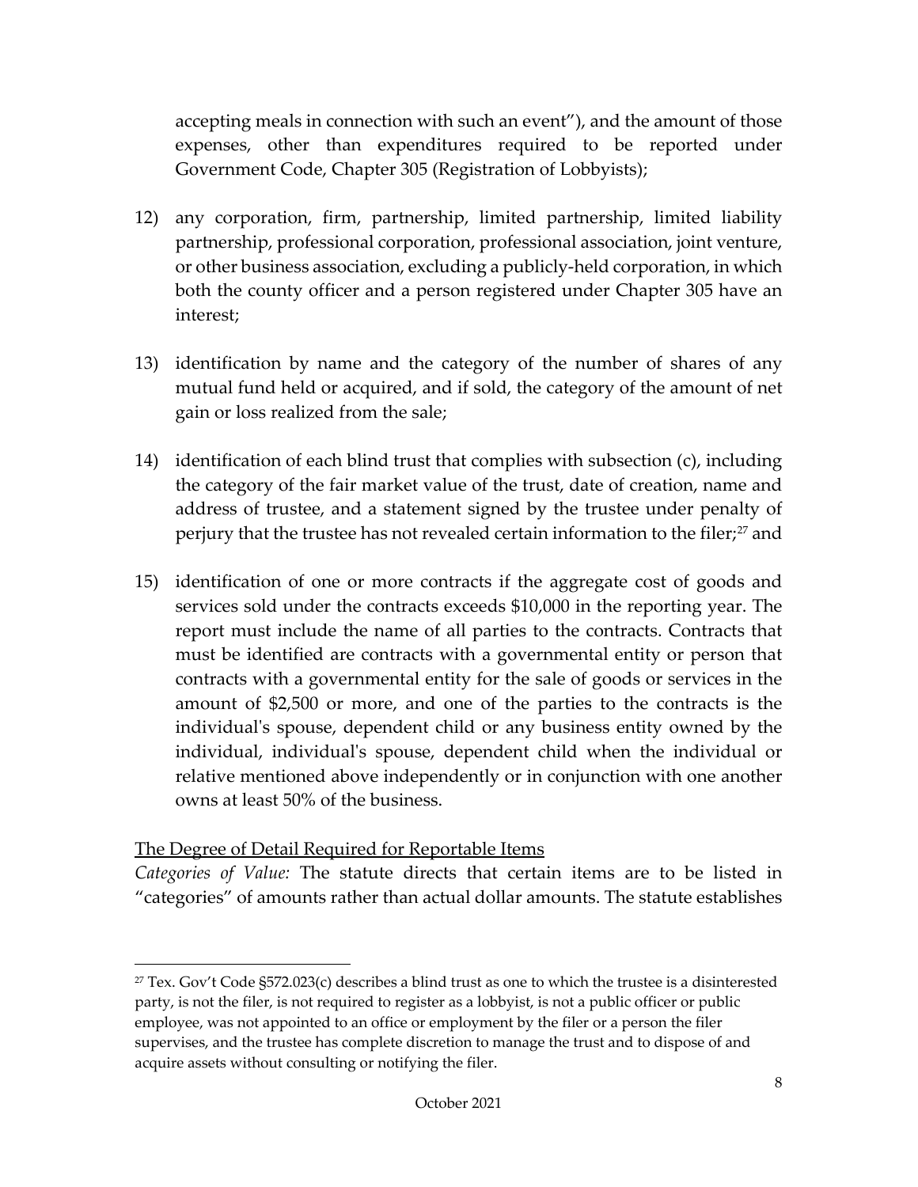accepting meals in connection with such an event"), and the amount of those expenses, other than expenditures required to be reported under Government Code, Chapter 305 (Registration of Lobbyists);

12) any corporation, firm, partnership, limited partnership, limited liability partnership, professional corporation, professional association, joint venture, or other business association, excluding a publicly-held corporation, in which both the county officer and a person registered under Chapter 305 have an interest;

13) identification by name and the category of the number of shares of any mutual fund held or acquired, and if sold, the category of the amount of net gain or loss realized from the sale;

14) identification of each blind trust that complies with subsection (c), including the category of the fair market value of the trust, date of creation, name and address of trustee, and a statement signed by the trustee under penalty of perjury that the trustee has not revealed certain information to the filer;[27] and

15) identification of one or more contracts if the aggregate cost of goods and services sold under the contracts exceeds $10,000 in the reporting year. The report must include the name of all parties to the contracts. Contracts that must be identified are contracts with a governmental entity or person that contracts with a governmental entity for the sale of goods or services in the amount of $2,500 or more, and one of the parties to the contracts is the individual's spouse, dependent child or any business entity owned by the individual, individual's spouse, dependent child when the individual or relative mentioned above independently or in conjunction with one another owns at least 50% of the business.

<u>The Degree of Detail Required for Reportable Items</u>

*Categories of Value:* The statute directs that certain items are to be listed in "categories" of amounts rather than actual dollar amounts. The statute establishes

---

[27] Tex. Gov't Code §572.023(c) describes a blind trust as one to which the trustee is a disinterested party, is not the filer, is not required to register as a lobbyist, is not a public officer or public employee, was not appointed to an office or employment by the filer or a person the filer supervises, and the trustee has complete discretion to manage the trust and to dispose of and acquire assets without consulting or notifying the filer.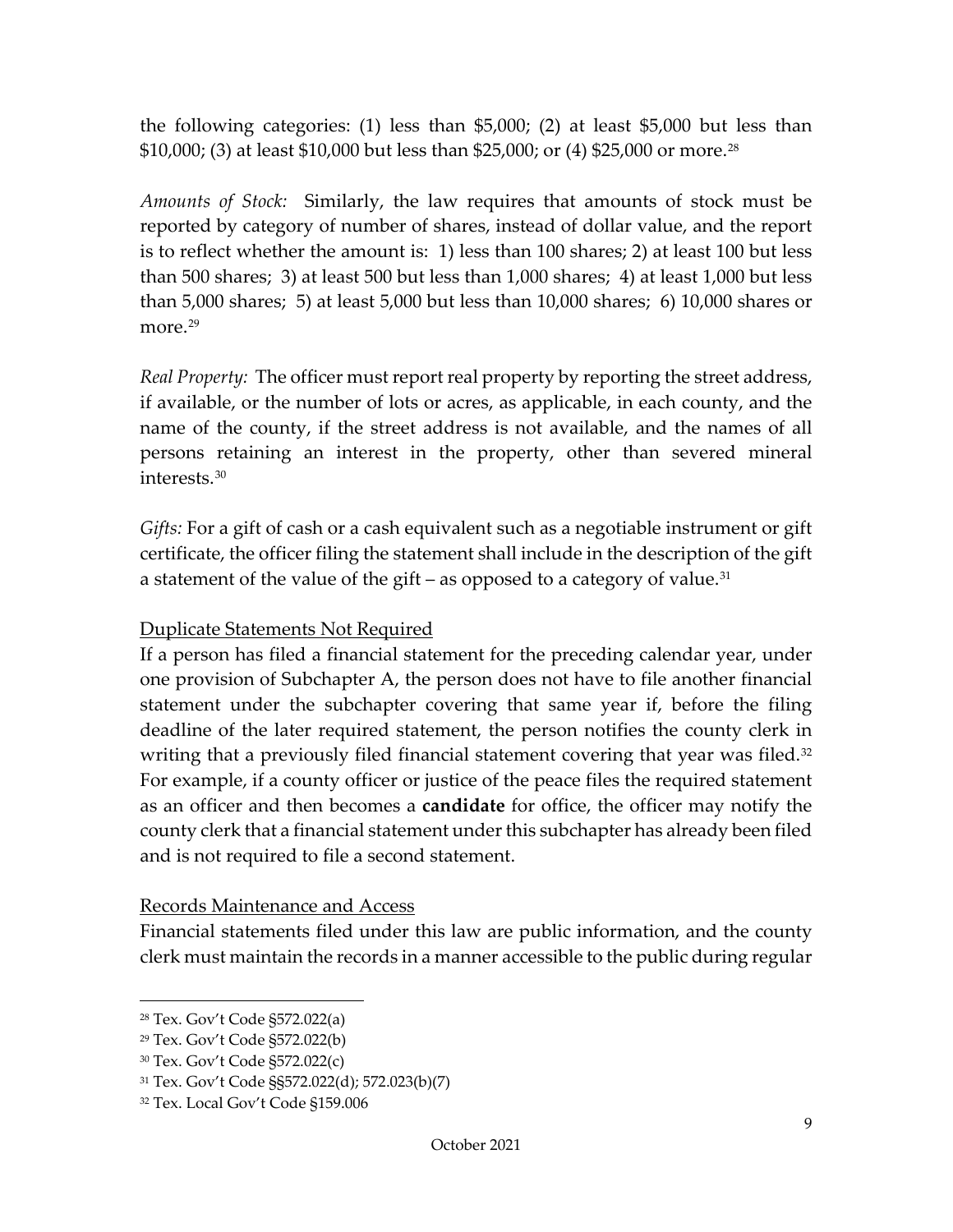the following categories: (1) less than $5,000; (2) at least $5,000 but less than $10,000; (3) at least $10,000 but less than $25,000; or (4) $25,000 or more.[28]

*Amounts of Stock:* Similarly, the law requires that amounts of stock must be reported by category of number of shares, instead of dollar value, and the report is to reflect whether the amount is: 1) less than 100 shares; 2) at least 100 but less than 500 shares; 3) at least 500 but less than 1,000 shares; 4) at least 1,000 but less than 5,000 shares; 5) at least 5,000 but less than 10,000 shares; 6) 10,000 shares or more.[29]

*Real Property:* The officer must report real property by reporting the street address, if available, or the number of lots or acres, as applicable, in each county, and the name of the county, if the street address is not available, and the names of all persons retaining an interest in the property, other than severed mineral interests.[30]

*Gifts:* For a gift of cash or a cash equivalent such as a negotiable instrument or gift certificate, the officer filing the statement shall include in the description of the gift a statement of the value of the gift – as opposed to a category of value.[31]

<u>Duplicate Statements Not Required</u>

If a person has filed a financial statement for the preceding calendar year, under one provision of Subchapter A, the person does not have to file another financial statement under the subchapter covering that same year if, before the filing deadline of the later required statement, the person notifies the county clerk in writing that a previously filed financial statement covering that year was filed.[32] For example, if a county officer or justice of the peace files the required statement as an officer and then becomes a **candidate** for office, the officer may notify the county clerk that a financial statement under this subchapter has already been filed and is not required to file a second statement.

<u>Records Maintenance and Access</u>

Financial statements filed under this law are public information, and the county clerk must maintain the records in a manner accessible to the public during regular

---

[28] Tex. Gov't Code §572.022(a)

[29] Tex. Gov't Code §572.022(b)

[30] Tex. Gov't Code §572.022(c)

[31] Tex. Gov't Code §§572.022(d); 572.023(b)(7)

[32] Tex. Local Gov't Code §159.006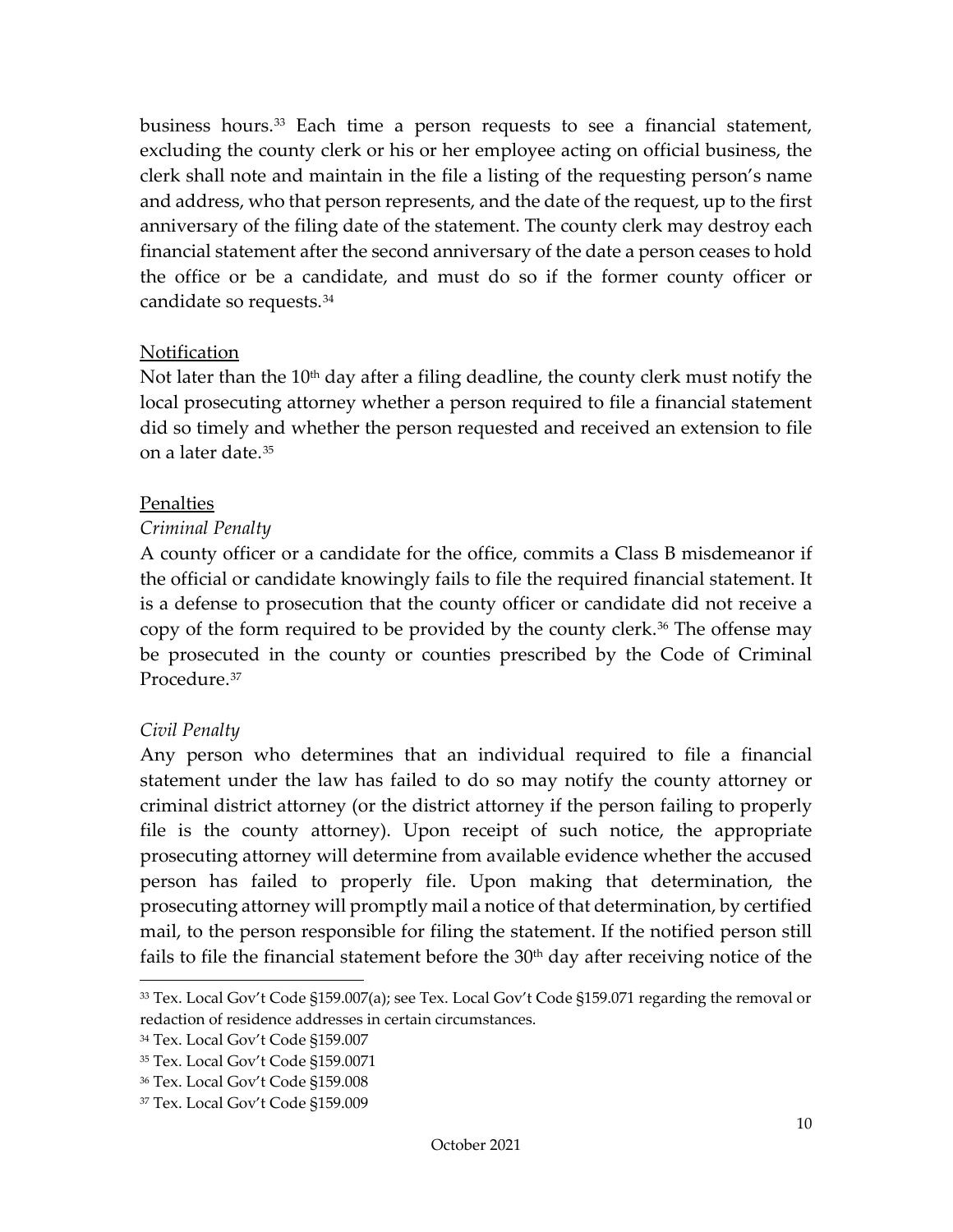business hours.[33] Each time a person requests to see a financial statement, excluding the county clerk or his or her employee acting on official business, the clerk shall note and maintain in the file a listing of the requesting person's name and address, who that person represents, and the date of the request, up to the first anniversary of the filing date of the statement. The county clerk may destroy each financial statement after the second anniversary of the date a person ceases to hold the office or be a candidate, and must do so if the former county officer or candidate so requests.[34]

<u>Notification</u>

Not later than the 10th day after a filing deadline, the county clerk must notify the local prosecuting attorney whether a person required to file a financial statement did so timely and whether the person requested and received an extension to file on a later date.[35]

<u>Penalties</u>

*Criminal Penalty*

A county officer or a candidate for the office, commits a Class B misdemeanor if the official or candidate knowingly fails to file the required financial statement. It is a defense to prosecution that the county officer or candidate did not receive a copy of the form required to be provided by the county clerk.[36] The offense may be prosecuted in the county or counties prescribed by the Code of Criminal Procedure.[37]

*Civil Penalty*

Any person who determines that an individual required to file a financial statement under the law has failed to do so may notify the county attorney or criminal district attorney (or the district attorney if the person failing to properly file is the county attorney). Upon receipt of such notice, the appropriate prosecuting attorney will determine from available evidence whether the accused person has failed to properly file. Upon making that determination, the prosecuting attorney will promptly mail a notice of that determination, by certified mail, to the person responsible for filing the statement. If the notified person still fails to file the financial statement before the 30th day after receiving notice of the

---

[33] Tex. Local Gov't Code §159.007(a); see Tex. Local Gov't Code §159.071 regarding the removal or redaction of residence addresses in certain circumstances.

[34] Tex. Local Gov't Code §159.007

[35] Tex. Local Gov't Code §159.0071

[36] Tex. Local Gov't Code §159.008

[37] Tex. Local Gov't Code §159.009

October 2021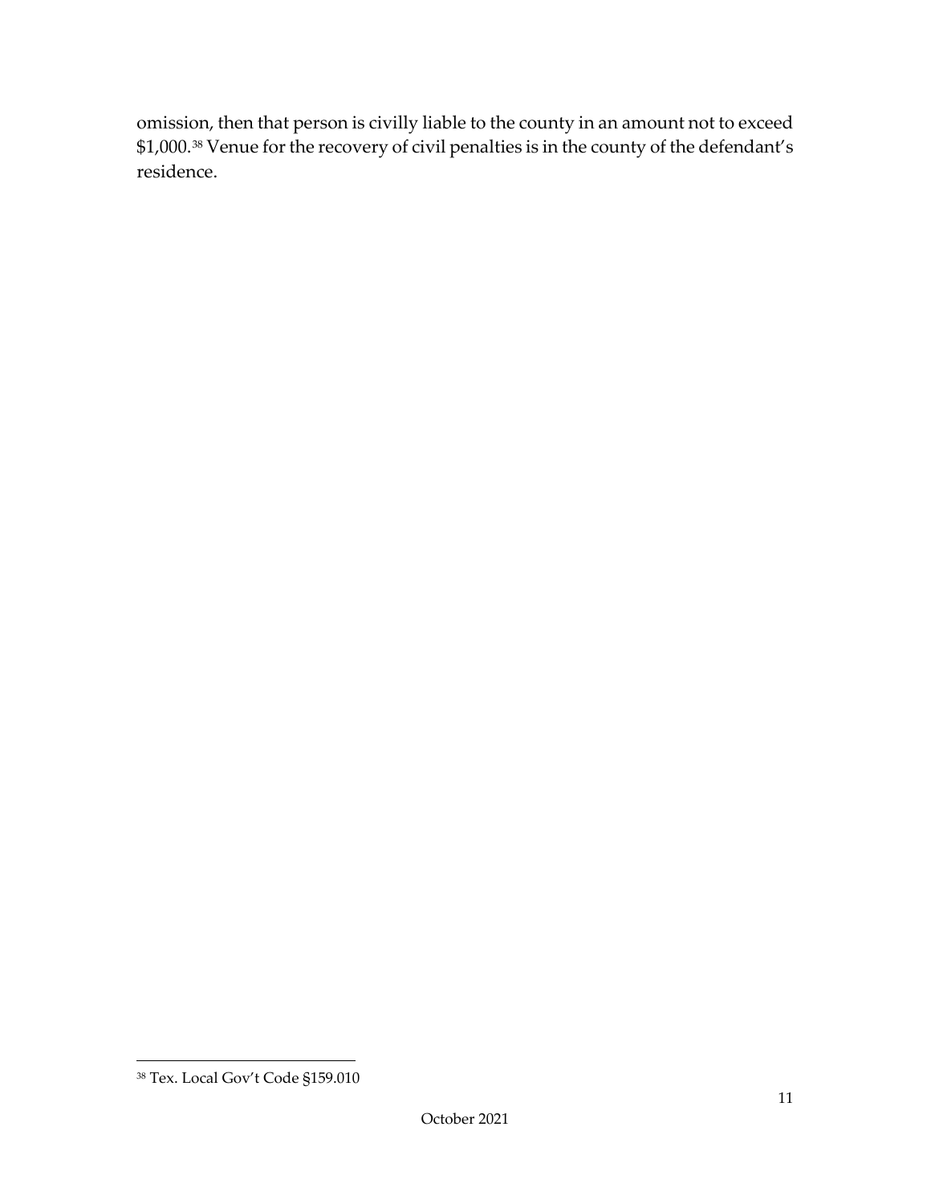omission, then that person is civilly liable to the county in an amount not to exceed $1,000.[38] Venue for the recovery of civil penalties is in the county of the defendant's residence.

[38] Tex. Local Gov't Code §159.010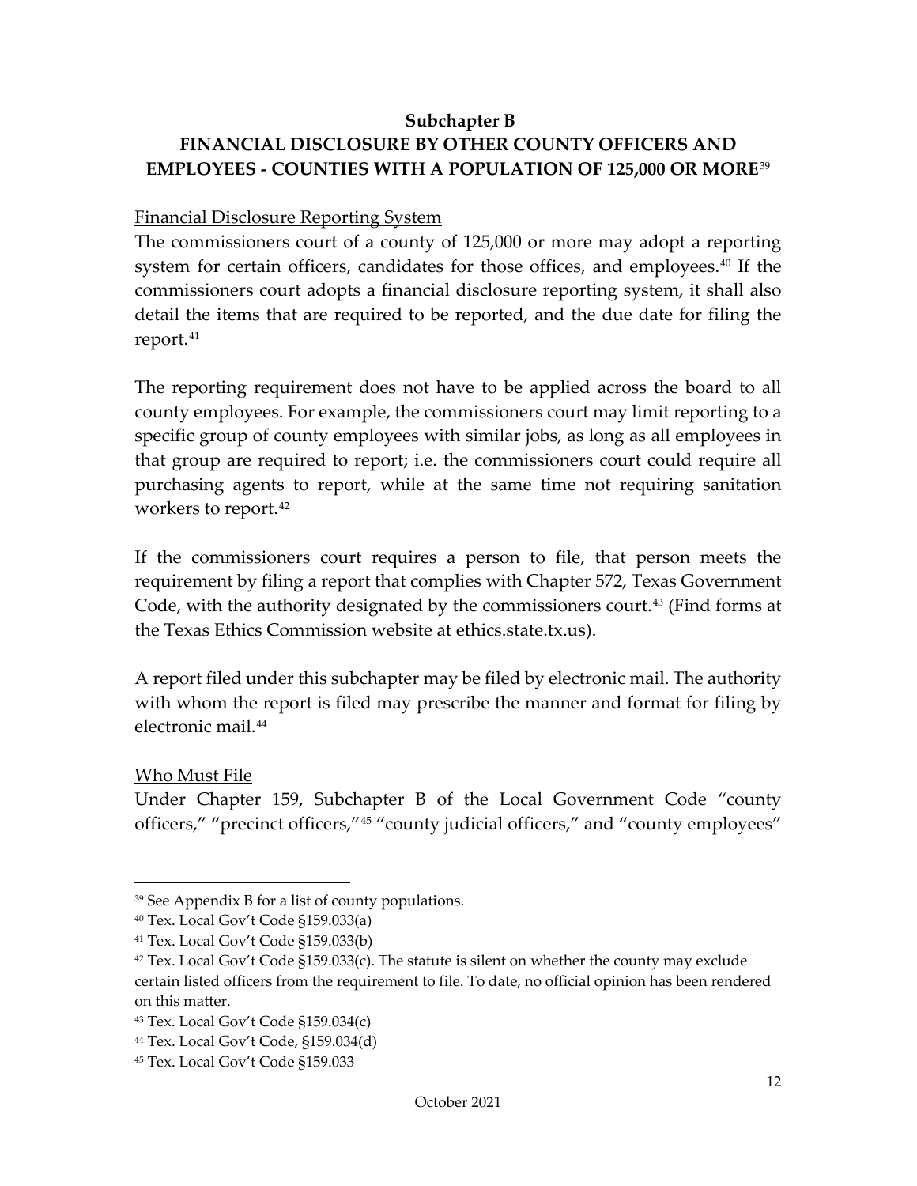## Subchapter B

## FINANCIAL DISCLOSURE BY OTHER COUNTY OFFICERS AND EMPLOYEES - COUNTIES WITH A POPULATION OF 125,000 OR MORE[39]

Financial Disclosure Reporting System

The commissioners court of a county of 125,000 or more may adopt a reporting system for certain officers, candidates for those offices, and employees.[40] If the commissioners court adopts a financial disclosure reporting system, it shall also detail the items that are required to be reported, and the due date for filing the report.[41]

The reporting requirement does not have to be applied across the board to all county employees. For example, the commissioners court may limit reporting to a specific group of county employees with similar jobs, as long as all employees in that group are required to report; i.e. the commissioners court could require all purchasing agents to report, while at the same time not requiring sanitation workers to report.[42]

If the commissioners court requires a person to file, that person meets the requirement by filing a report that complies with Chapter 572, Texas Government Code, with the authority designated by the commissioners court.[43] (Find forms at the Texas Ethics Commission website at ethics.state.tx.us).

A report filed under this subchapter may be filed by electronic mail. The authority with whom the report is filed may prescribe the manner and format for filing by electronic mail.[44]

Who Must File

Under Chapter 159, Subchapter B of the Local Government Code "county officers," "precinct officers,"[45] "county judicial officers," and "county employees"

---

[39] See Appendix B for a list of county populations.

[40] Tex. Local Gov't Code §159.033(a)

[41] Tex. Local Gov't Code §159.033(b)

[42] Tex. Local Gov't Code §159.033(c). The statute is silent on whether the county may exclude certain listed officers from the requirement to file. To date, no official opinion has been rendered on this matter.

[43] Tex. Local Gov't Code §159.034(c)

[44] Tex. Local Gov't Code, §159.034(d)

[45] Tex. Local Gov't Code §159.033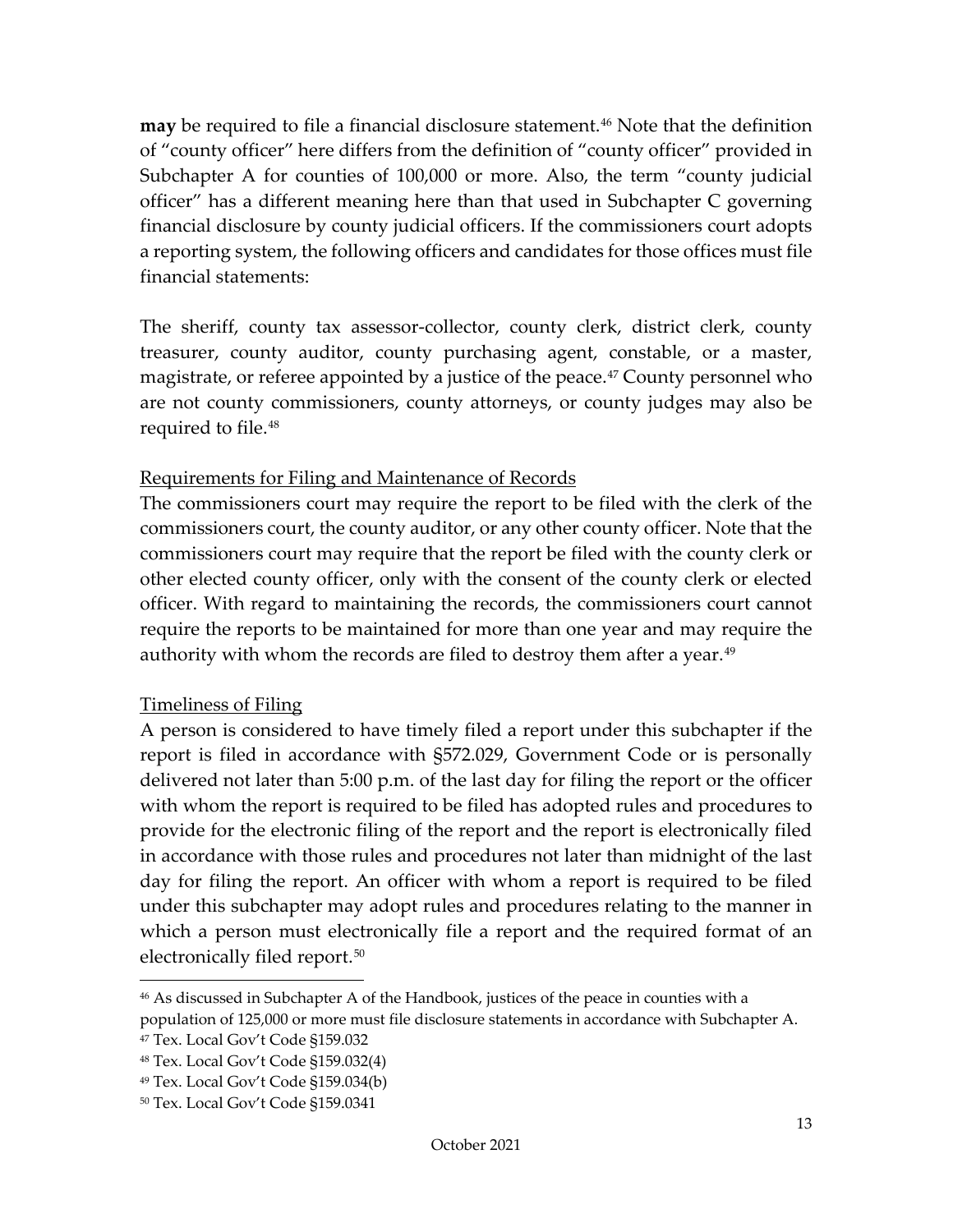**may** be required to file a financial disclosure statement.[46] Note that the definition of "county officer" here differs from the definition of "county officer" provided in Subchapter A for counties of 100,000 or more. Also, the term "county judicial officer" has a different meaning here than that used in Subchapter C governing financial disclosure by county judicial officers. If the commissioners court adopts a reporting system, the following officers and candidates for those offices must file financial statements:

The sheriff, county tax assessor-collector, county clerk, district clerk, county treasurer, county auditor, county purchasing agent, constable, or a master, magistrate, or referee appointed by a justice of the peace.[47] County personnel who are not county commissioners, county attorneys, or county judges may also be required to file.[48]

<u>Requirements for Filing and Maintenance of Records</u>

The commissioners court may require the report to be filed with the clerk of the commissioners court, the county auditor, or any other county officer. Note that the commissioners court may require that the report be filed with the county clerk or other elected county officer, only with the consent of the county clerk or elected officer. With regard to maintaining the records, the commissioners court cannot require the reports to be maintained for more than one year and may require the authority with whom the records are filed to destroy them after a year.[49]

<u>Timeliness of Filing</u>

A person is considered to have timely filed a report under this subchapter if the report is filed in accordance with §572.029, Government Code or is personally delivered not later than 5:00 p.m. of the last day for filing the report or the officer with whom the report is required to be filed has adopted rules and procedures to provide for the electronic filing of the report and the report is electronically filed in accordance with those rules and procedures not later than midnight of the last day for filing the report. An officer with whom a report is required to be filed under this subchapter may adopt rules and procedures relating to the manner in which a person must electronically file a report and the required format of an electronically filed report.[50]

---

[46] As discussed in Subchapter A of the Handbook, justices of the peace in counties with a population of 125,000 or more must file disclosure statements in accordance with Subchapter A.

[47] Tex. Local Gov't Code §159.032

[48] Tex. Local Gov't Code §159.032(4)

[49] Tex. Local Gov't Code §159.034(b)

[50] Tex. Local Gov't Code §159.0341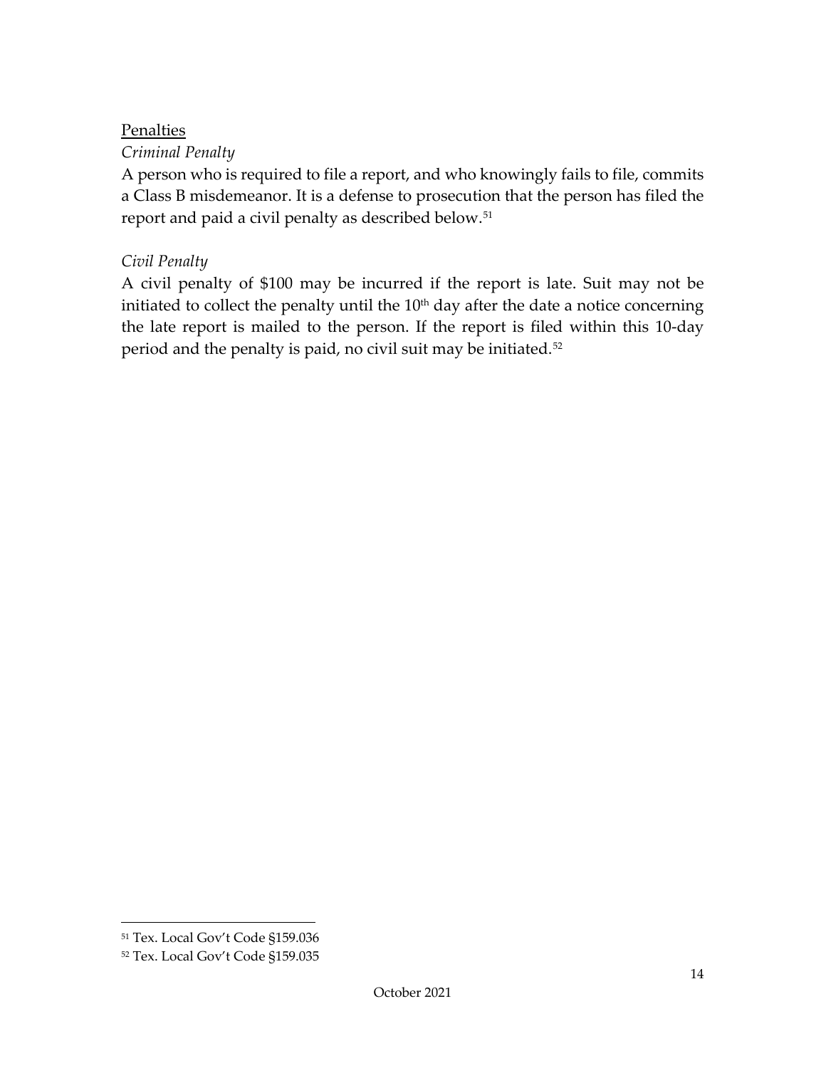## Penalties

### *Criminal Penalty*

A person who is required to file a report, and who knowingly fails to file, commits a Class B misdemeanor. It is a defense to prosecution that the person has filed the report and paid a civil penalty as described below.[51]

### *Civil Penalty*

A civil penalty of $100 may be incurred if the report is late. Suit may not be initiated to collect the penalty until the 10th day after the date a notice concerning the late report is mailed to the person. If the report is filed within this 10-day period and the penalty is paid, no civil suit may be initiated.[52]

---

[51] Tex. Local Gov't Code §159.036

[52] Tex. Local Gov't Code §159.035

October 2021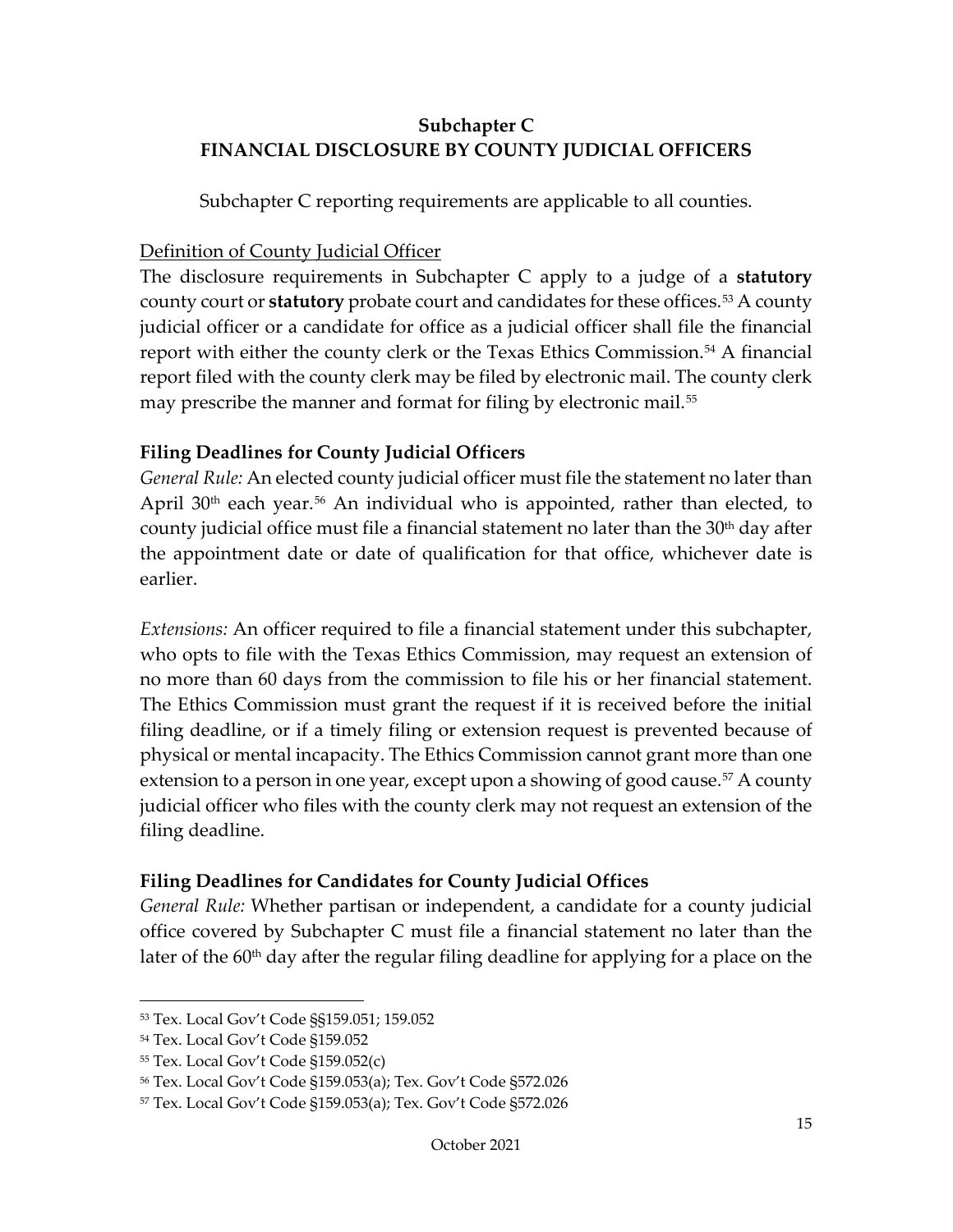## Subchapter C
## FINANCIAL DISCLOSURE BY COUNTY JUDICIAL OFFICERS

Subchapter C reporting requirements are applicable to all counties.

Definition of County Judicial Officer

The disclosure requirements in Subchapter C apply to a judge of a **statutory** county court or **statutory** probate court and candidates for these offices.[53] A county judicial officer or a candidate for office as a judicial officer shall file the financial report with either the county clerk or the Texas Ethics Commission.[54] A financial report filed with the county clerk may be filed by electronic mail. The county clerk may prescribe the manner and format for filing by electronic mail.[55]

### Filing Deadlines for County Judicial Officers

*General Rule:* An elected county judicial officer must file the statement no later than April 30th each year.[56] An individual who is appointed, rather than elected, to county judicial office must file a financial statement no later than the 30th day after the appointment date or date of qualification for that office, whichever date is earlier.

*Extensions:* An officer required to file a financial statement under this subchapter, who opts to file with the Texas Ethics Commission, may request an extension of no more than 60 days from the commission to file his or her financial statement. The Ethics Commission must grant the request if it is received before the initial filing deadline, or if a timely filing or extension request is prevented because of physical or mental incapacity. The Ethics Commission cannot grant more than one extension to a person in one year, except upon a showing of good cause.[57] A county judicial officer who files with the county clerk may not request an extension of the filing deadline.

### Filing Deadlines for Candidates for County Judicial Offices

*General Rule:* Whether partisan or independent, a candidate for a county judicial office covered by Subchapter C must file a financial statement no later than the later of the 60th day after the regular filing deadline for applying for a place on the

---

[53] Tex. Local Gov't Code §§159.051; 159.052

[54] Tex. Local Gov't Code §159.052

[55] Tex. Local Gov't Code §159.052(c)

[56] Tex. Local Gov't Code §159.053(a); Tex. Gov't Code §572.026

[57] Tex. Local Gov't Code §159.053(a); Tex. Gov't Code §572.026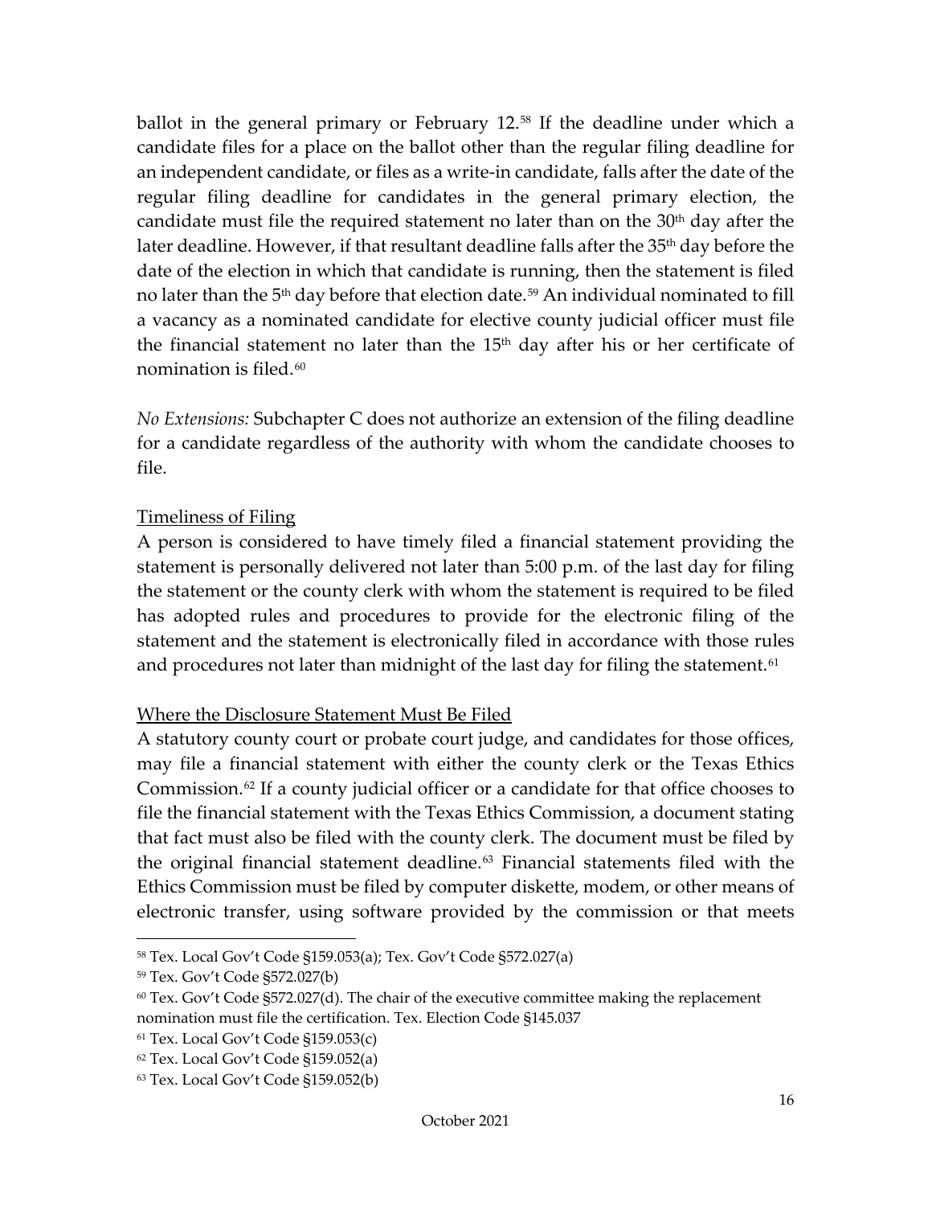ballot in the general primary or February 12.[58] If the deadline under which a candidate files for a place on the ballot other than the regular filing deadline for an independent candidate, or files as a write-in candidate, falls after the date of the regular filing deadline for candidates in the general primary election, the candidate must file the required statement no later than on the 30th day after the later deadline. However, if that resultant deadline falls after the 35th day before the date of the election in which that candidate is running, then the statement is filed no later than the 5th day before that election date.[59] An individual nominated to fill a vacancy as a nominated candidate for elective county judicial officer must file the financial statement no later than the 15th day after his or her certificate of nomination is filed.[60]

*No Extensions:* Subchapter C does not authorize an extension of the filing deadline for a candidate regardless of the authority with whom the candidate chooses to file.

Timeliness of Filing

A person is considered to have timely filed a financial statement providing the statement is personally delivered not later than 5:00 p.m. of the last day for filing the statement or the county clerk with whom the statement is required to be filed has adopted rules and procedures to provide for the electronic filing of the statement and the statement is electronically filed in accordance with those rules and procedures not later than midnight of the last day for filing the statement.[61]

Where the Disclosure Statement Must Be Filed

A statutory county court or probate court judge, and candidates for those offices, may file a financial statement with either the county clerk or the Texas Ethics Commission.[62] If a county judicial officer or a candidate for that office chooses to file the financial statement with the Texas Ethics Commission, a document stating that fact must also be filed with the county clerk. The document must be filed by the original financial statement deadline.[63] Financial statements filed with the Ethics Commission must be filed by computer diskette, modem, or other means of electronic transfer, using software provided by the commission or that meets

---

[58] Tex. Local Gov't Code §159.053(a); Tex. Gov't Code §572.027(a)

[59] Tex. Gov't Code §572.027(b)

[60] Tex. Gov't Code §572.027(d). The chair of the executive committee making the replacement nomination must file the certification. Tex. Election Code §145.037

[61] Tex. Local Gov't Code §159.053(c)

[62] Tex. Local Gov't Code §159.052(a)

[63] Tex. Local Gov't Code §159.052(b)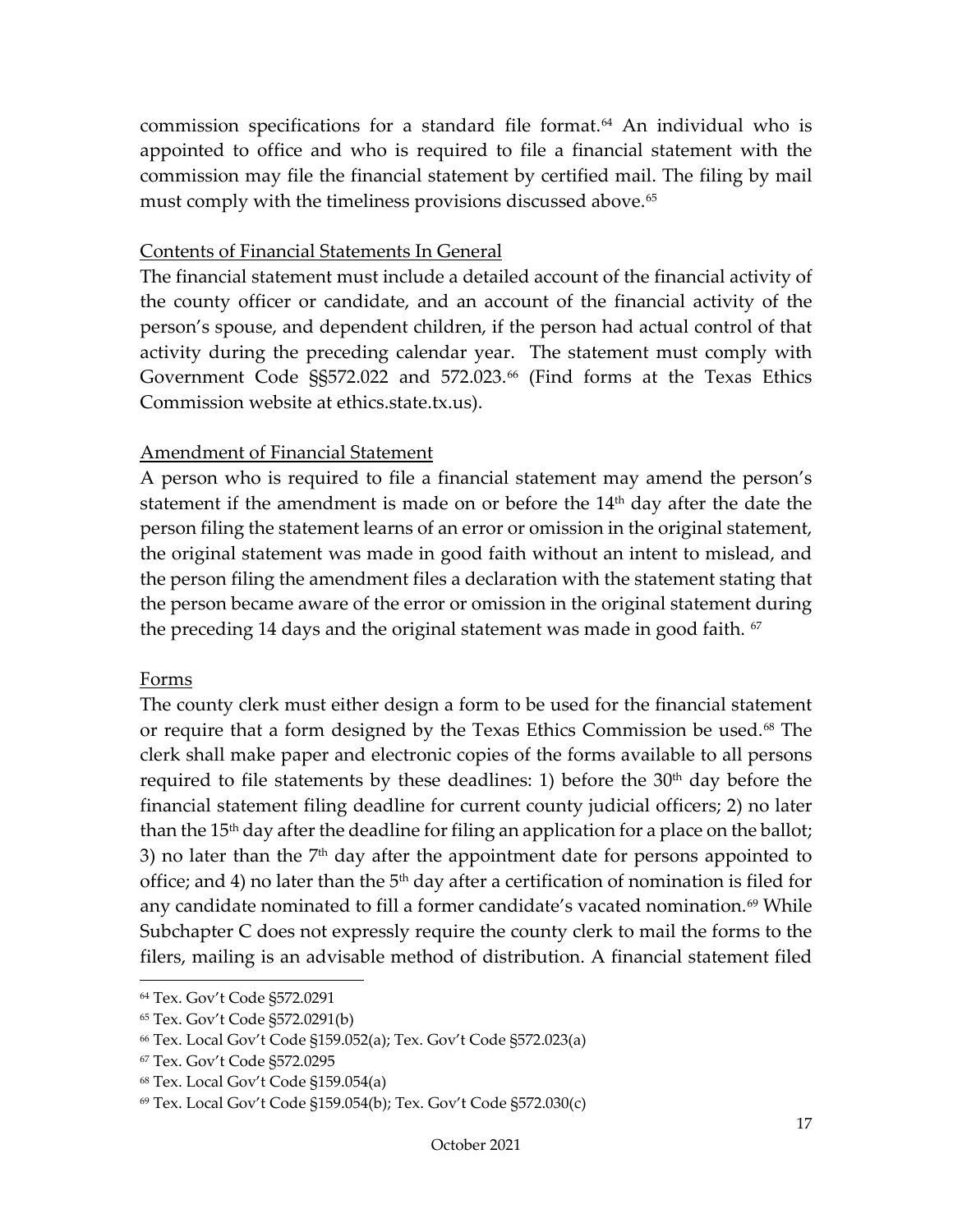commission specifications for a standard file format.[64] An individual who is appointed to office and who is required to file a financial statement with the commission may file the financial statement by certified mail. The filing by mail must comply with the timeliness provisions discussed above.[65]

Contents of Financial Statements In General

The financial statement must include a detailed account of the financial activity of the county officer or candidate, and an account of the financial activity of the person's spouse, and dependent children, if the person had actual control of that activity during the preceding calendar year. The statement must comply with Government Code §§572.022 and 572.023.[66] (Find forms at the Texas Ethics Commission website at ethics.state.tx.us).

Amendment of Financial Statement

A person who is required to file a financial statement may amend the person's statement if the amendment is made on or before the 14th day after the date the person filing the statement learns of an error or omission in the original statement, the original statement was made in good faith without an intent to mislead, and the person filing the amendment files a declaration with the statement stating that the person became aware of the error or omission in the original statement during the preceding 14 days and the original statement was made in good faith.[67]

Forms

The county clerk must either design a form to be used for the financial statement or require that a form designed by the Texas Ethics Commission be used.[68] The clerk shall make paper and electronic copies of the forms available to all persons required to file statements by these deadlines: 1) before the 30th day before the financial statement filing deadline for current county judicial officers; 2) no later than the 15th day after the deadline for filing an application for a place on the ballot; 3) no later than the 7th day after the appointment date for persons appointed to office; and 4) no later than the 5th day after a certification of nomination is filed for any candidate nominated to fill a former candidate's vacated nomination.[69] While Subchapter C does not expressly require the county clerk to mail the forms to the filers, mailing is an advisable method of distribution. A financial statement filed

[64] Tex. Gov't Code §572.0291

[65] Tex. Gov't Code §572.0291(b)

[66] Tex. Local Gov't Code §159.052(a); Tex. Gov't Code §572.023(a)

[67] Tex. Gov't Code §572.0295

[68] Tex. Local Gov't Code §159.054(a)

[69] Tex. Local Gov't Code §159.054(b); Tex. Gov't Code §572.030(c)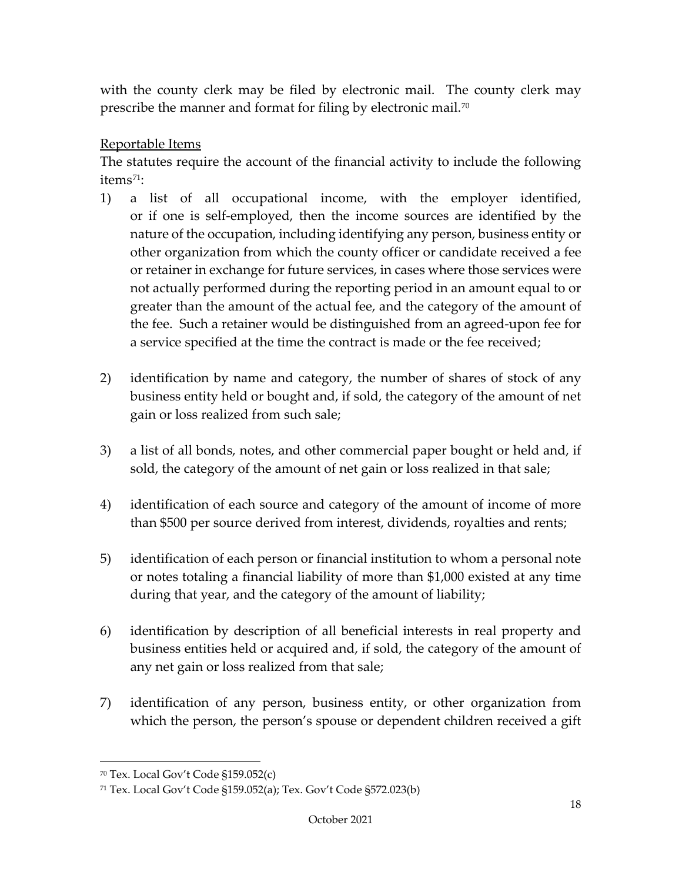with the county clerk may be filed by electronic mail. The county clerk may prescribe the manner and format for filing by electronic mail.[70]

Reportable Items

The statutes require the account of the financial activity to include the following items[71]:

1) a list of all occupational income, with the employer identified, or if one is self-employed, then the income sources are identified by the nature of the occupation, including identifying any person, business entity or other organization from which the county officer or candidate received a fee or retainer in exchange for future services, in cases where those services were not actually performed during the reporting period in an amount equal to or greater than the amount of the actual fee, and the category of the amount of the fee. Such a retainer would be distinguished from an agreed-upon fee for a service specified at the time the contract is made or the fee received;

2) identification by name and category, the number of shares of stock of any business entity held or bought and, if sold, the category of the amount of net gain or loss realized from such sale;

3) a list of all bonds, notes, and other commercial paper bought or held and, if sold, the category of the amount of net gain or loss realized in that sale;

4) identification of each source and category of the amount of income of more than $500 per source derived from interest, dividends, royalties and rents;

5) identification of each person or financial institution to whom a personal note or notes totaling a financial liability of more than $1,000 existed at any time during that year, and the category of the amount of liability;

6) identification by description of all beneficial interests in real property and business entities held or acquired and, if sold, the category of the amount of any net gain or loss realized from that sale;

7) identification of any person, business entity, or other organization from which the person, the person's spouse or dependent children received a gift

---

[70] Tex. Local Gov't Code §159.052(c)

[71] Tex. Local Gov't Code §159.052(a); Tex. Gov't Code §572.023(b)

October 2021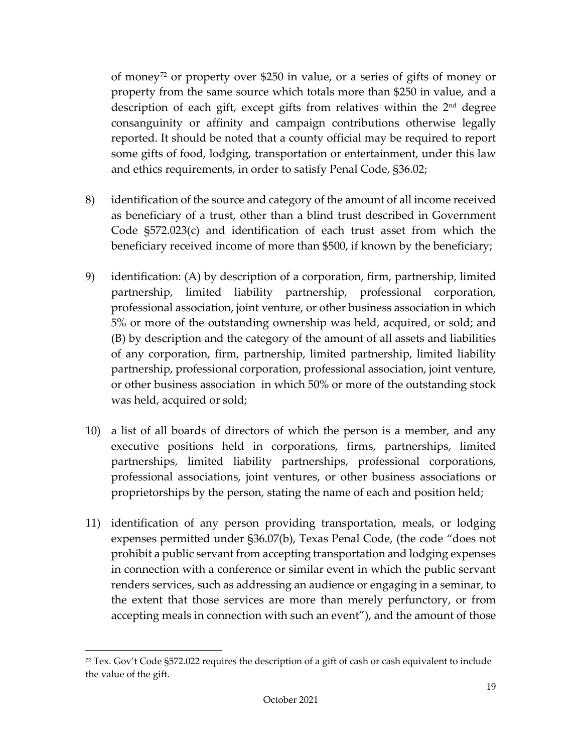of money[72] or property over $250 in value, or a series of gifts of money or property from the same source which totals more than $250 in value, and a description of each gift, except gifts from relatives within the 2nd degree consanguinity or affinity and campaign contributions otherwise legally reported. It should be noted that a county official may be required to report some gifts of food, lodging, transportation or entertainment, under this law and ethics requirements, in order to satisfy Penal Code, §36.02;

8) identification of the source and category of the amount of all income received as beneficiary of a trust, other than a blind trust described in Government Code §572.023(c) and identification of each trust asset from which the beneficiary received income of more than $500, if known by the beneficiary;

9) identification: (A) by description of a corporation, firm, partnership, limited partnership, limited liability partnership, professional corporation, professional association, joint venture, or other business association in which 5% or more of the outstanding ownership was held, acquired, or sold; and (B) by description and the category of the amount of all assets and liabilities of any corporation, firm, partnership, limited partnership, limited liability partnership, professional corporation, professional association, joint venture, or other business association in which 50% or more of the outstanding stock was held, acquired or sold;

10) a list of all boards of directors of which the person is a member, and any executive positions held in corporations, firms, partnerships, limited partnerships, limited liability partnerships, professional corporations, professional associations, joint ventures, or other business associations or proprietorships by the person, stating the name of each and position held;

11) identification of any person providing transportation, meals, or lodging expenses permitted under §36.07(b), Texas Penal Code, (the code "does not prohibit a public servant from accepting transportation and lodging expenses in connection with a conference or similar event in which the public servant renders services, such as addressing an audience or engaging in a seminar, to the extent that those services are more than merely perfunctory, or from accepting meals in connection with such an event"), and the amount of those

---

[72] Tex. Gov't Code §572.022 requires the description of a gift of cash or cash equivalent to include the value of the gift.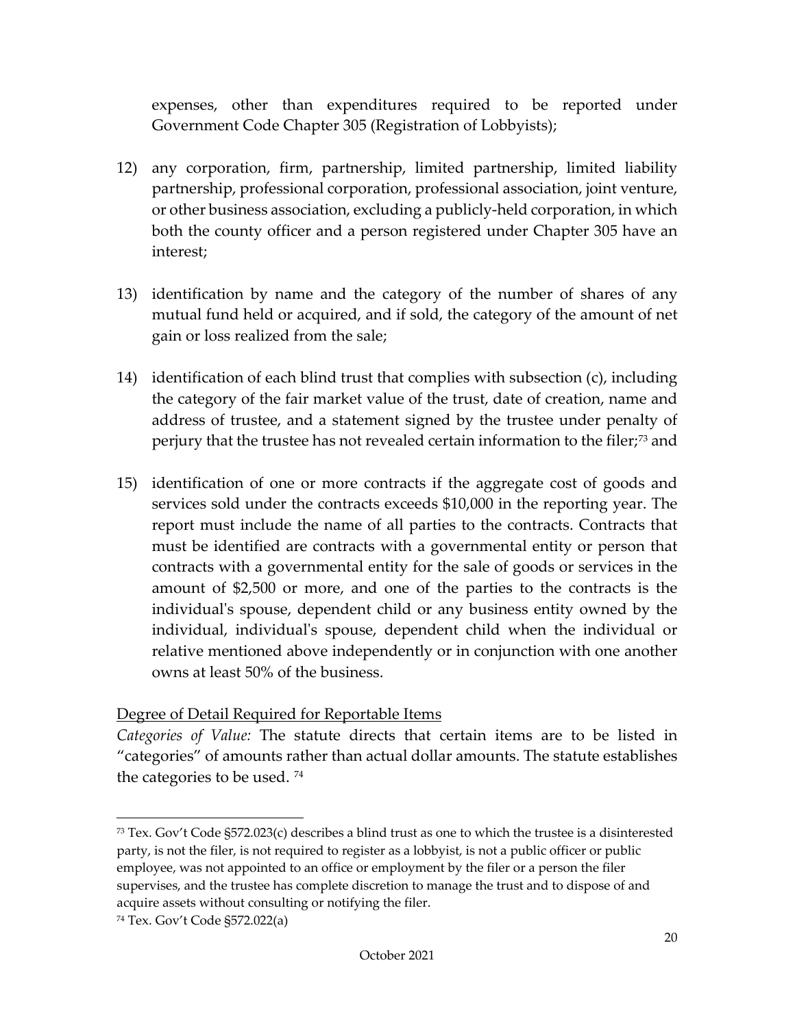expenses, other than expenditures required to be reported under Government Code Chapter 305 (Registration of Lobbyists);

12) any corporation, firm, partnership, limited partnership, limited liability partnership, professional corporation, professional association, joint venture, or other business association, excluding a publicly-held corporation, in which both the county officer and a person registered under Chapter 305 have an interest;

13) identification by name and the category of the number of shares of any mutual fund held or acquired, and if sold, the category of the amount of net gain or loss realized from the sale;

14) identification of each blind trust that complies with subsection (c), including the category of the fair market value of the trust, date of creation, name and address of trustee, and a statement signed by the trustee under penalty of perjury that the trustee has not revealed certain information to the filer;[73] and

15) identification of one or more contracts if the aggregate cost of goods and services sold under the contracts exceeds $10,000 in the reporting year. The report must include the name of all parties to the contracts. Contracts that must be identified are contracts with a governmental entity or person that contracts with a governmental entity for the sale of goods or services in the amount of $2,500 or more, and one of the parties to the contracts is the individual's spouse, dependent child or any business entity owned by the individual, individual's spouse, dependent child when the individual or relative mentioned above independently or in conjunction with one another owns at least 50% of the business.

<u>Degree of Detail Required for Reportable Items</u>

*Categories of Value:* The statute directs that certain items are to be listed in "categories" of amounts rather than actual dollar amounts. The statute establishes the categories to be used. [74]

---

[73] Tex. Gov't Code §572.023(c) describes a blind trust as one to which the trustee is a disinterested party, is not the filer, is not required to register as a lobbyist, is not a public officer or public employee, was not appointed to an office or employment by the filer or a person the filer supervises, and the trustee has complete discretion to manage the trust and to dispose of and acquire assets without consulting or notifying the filer.

[74] Tex. Gov't Code §572.022(a)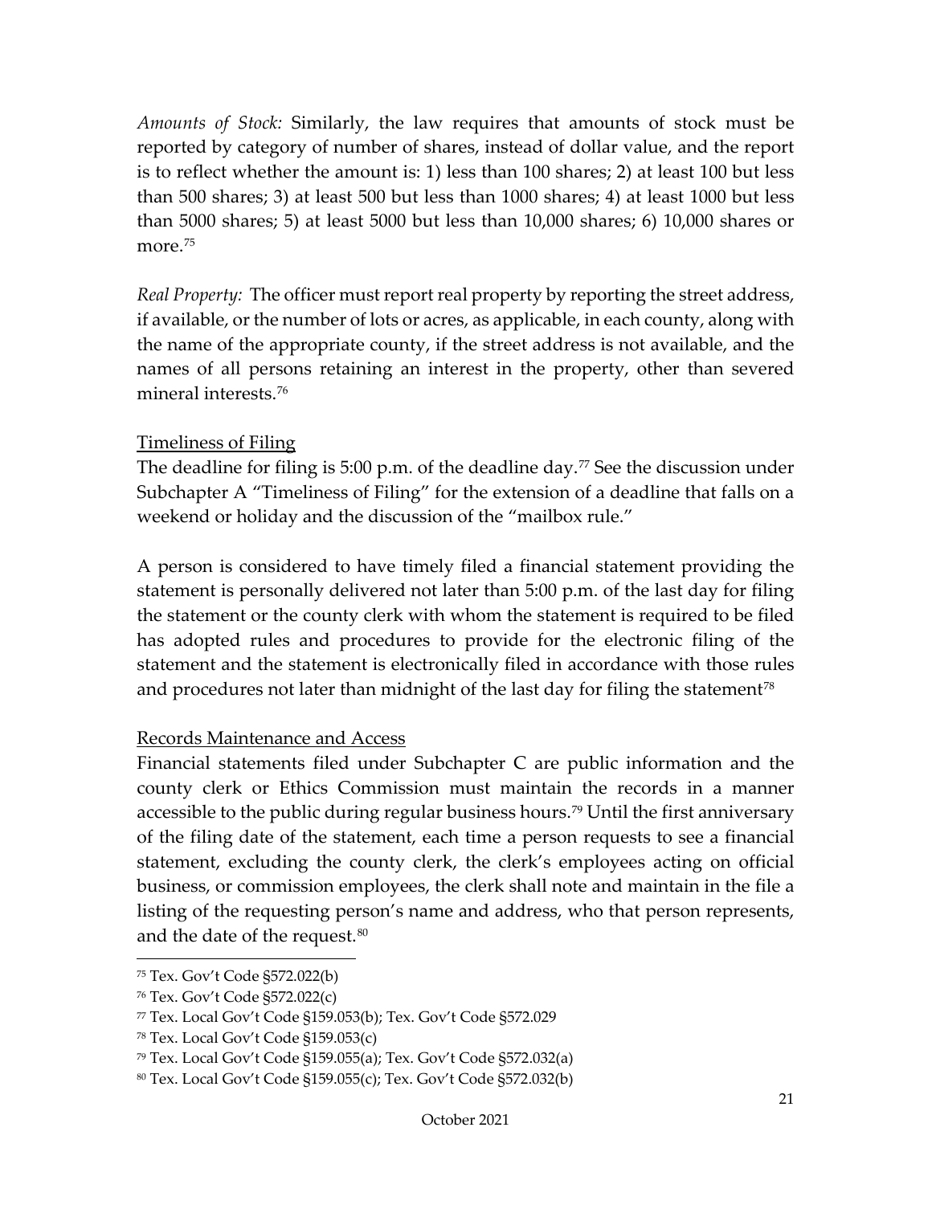*Amounts of Stock:* Similarly, the law requires that amounts of stock must be reported by category of number of shares, instead of dollar value, and the report is to reflect whether the amount is: 1) less than 100 shares; 2) at least 100 but less than 500 shares; 3) at least 500 but less than 1000 shares; 4) at least 1000 but less than 5000 shares; 5) at least 5000 but less than 10,000 shares; 6) 10,000 shares or more.[75]

*Real Property:* The officer must report real property by reporting the street address, if available, or the number of lots or acres, as applicable, in each county, along with the name of the appropriate county, if the street address is not available, and the names of all persons retaining an interest in the property, other than severed mineral interests.[76]

<u>Timeliness of Filing</u>

The deadline for filing is 5:00 p.m. of the deadline day.[77] See the discussion under Subchapter A "Timeliness of Filing" for the extension of a deadline that falls on a weekend or holiday and the discussion of the "mailbox rule."

A person is considered to have timely filed a financial statement providing the statement is personally delivered not later than 5:00 p.m. of the last day for filing the statement or the county clerk with whom the statement is required to be filed has adopted rules and procedures to provide for the electronic filing of the statement and the statement is electronically filed in accordance with those rules and procedures not later than midnight of the last day for filing the statement[78]

<u>Records Maintenance and Access</u>

Financial statements filed under Subchapter C are public information and the county clerk or Ethics Commission must maintain the records in a manner accessible to the public during regular business hours.[79] Until the first anniversary of the filing date of the statement, each time a person requests to see a financial statement, excluding the county clerk, the clerk's employees acting on official business, or commission employees, the clerk shall note and maintain in the file a listing of the requesting person's name and address, who that person represents, and the date of the request.[80]

---

[75] Tex. Gov't Code §572.022(b)

[76] Tex. Gov't Code §572.022(c)

[77] Tex. Local Gov't Code §159.053(b); Tex. Gov't Code §572.029

[78] Tex. Local Gov't Code §159.053(c)

[79] Tex. Local Gov't Code §159.055(a); Tex. Gov't Code §572.032(a)

[80] Tex. Local Gov't Code §159.055(c); Tex. Gov't Code §572.032(b)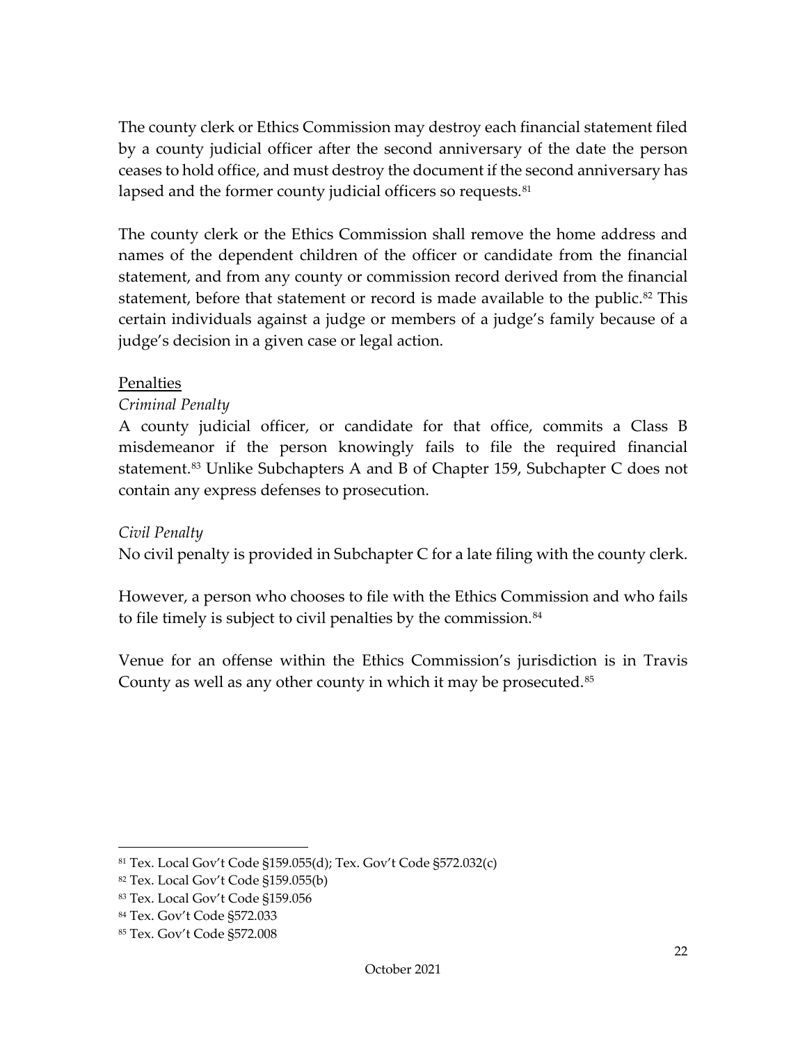The county clerk or Ethics Commission may destroy each financial statement filed by a county judicial officer after the second anniversary of the date the person ceases to hold office, and must destroy the document if the second anniversary has lapsed and the former county judicial officers so requests.[81]

The county clerk or the Ethics Commission shall remove the home address and names of the dependent children of the officer or candidate from the financial statement, and from any county or commission record derived from the financial statement, before that statement or record is made available to the public.[82] This certain individuals against a judge or members of a judge's family because of a judge's decision in a given case or legal action.

<u>Penalties</u>

*Criminal Penalty*

A county judicial officer, or candidate for that office, commits a Class B misdemeanor if the person knowingly fails to file the required financial statement.[83] Unlike Subchapters A and B of Chapter 159, Subchapter C does not contain any express defenses to prosecution.

*Civil Penalty*

No civil penalty is provided in Subchapter C for a late filing with the county clerk.

However, a person who chooses to file with the Ethics Commission and who fails to file timely is subject to civil penalties by the commission.[84]

Venue for an offense within the Ethics Commission's jurisdiction is in Travis County as well as any other county in which it may be prosecuted.[85]

---

[81] Tex. Local Gov't Code §159.055(d); Tex. Gov't Code §572.032(c)

[82] Tex. Local Gov't Code §159.055(b)

[83] Tex. Local Gov't Code §159.056

[84] Tex. Gov't Code §572.033

[85] Tex. Gov't Code §572.008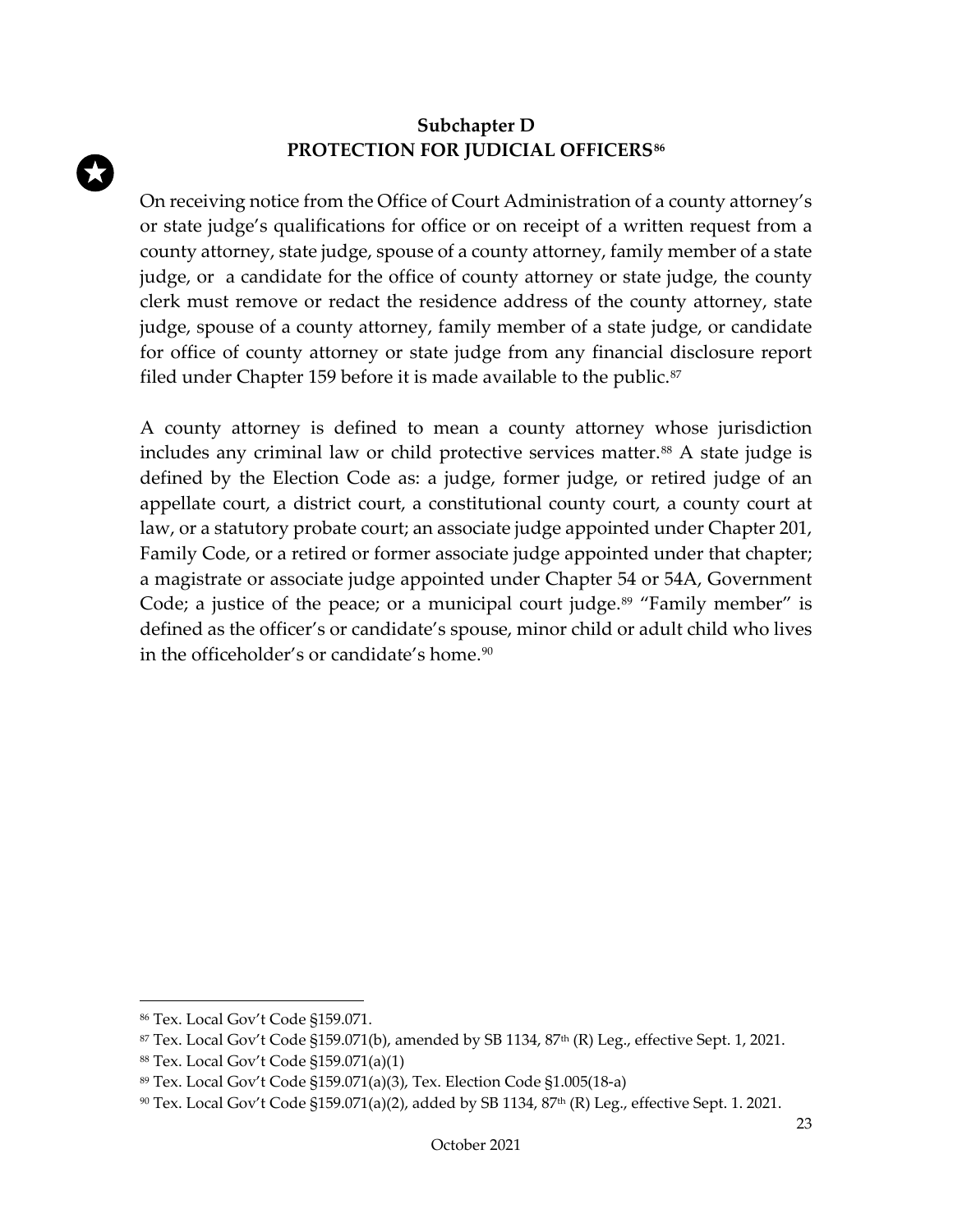## Subchapter D
## PROTECTION FOR JUDICIAL OFFICERS[86]

On receiving notice from the Office of Court Administration of a county attorney's or state judge's qualifications for office or on receipt of a written request from a county attorney, state judge, spouse of a county attorney, family member of a state judge, or a candidate for the office of county attorney or state judge, the county clerk must remove or redact the residence address of the county attorney, state judge, spouse of a county attorney, family member of a state judge, or candidate for office of county attorney or state judge from any financial disclosure report filed under Chapter 159 before it is made available to the public.[87]

A county attorney is defined to mean a county attorney whose jurisdiction includes any criminal law or child protective services matter.[88] A state judge is defined by the Election Code as: a judge, former judge, or retired judge of an appellate court, a district court, a constitutional county court, a county court at law, or a statutory probate court; an associate judge appointed under Chapter 201, Family Code, or a retired or former associate judge appointed under that chapter; a magistrate or associate judge appointed under Chapter 54 or 54A, Government Code; a justice of the peace; or a municipal court judge.[89] "Family member" is defined as the officer's or candidate's spouse, minor child or adult child who lives in the officeholder's or candidate's home.[90]

---

[86] Tex. Local Gov't Code §159.071.

[87] Tex. Local Gov't Code §159.071(b), amended by SB 1134, 87th (R) Leg., effective Sept. 1, 2021.

[88] Tex. Local Gov't Code §159.071(a)(1)

[89] Tex. Local Gov't Code §159.071(a)(3), Tex. Election Code §1.005(18-a)

[90] Tex. Local Gov't Code §159.071(a)(2), added by SB 1134, 87th (R) Leg., effective Sept. 1. 2021.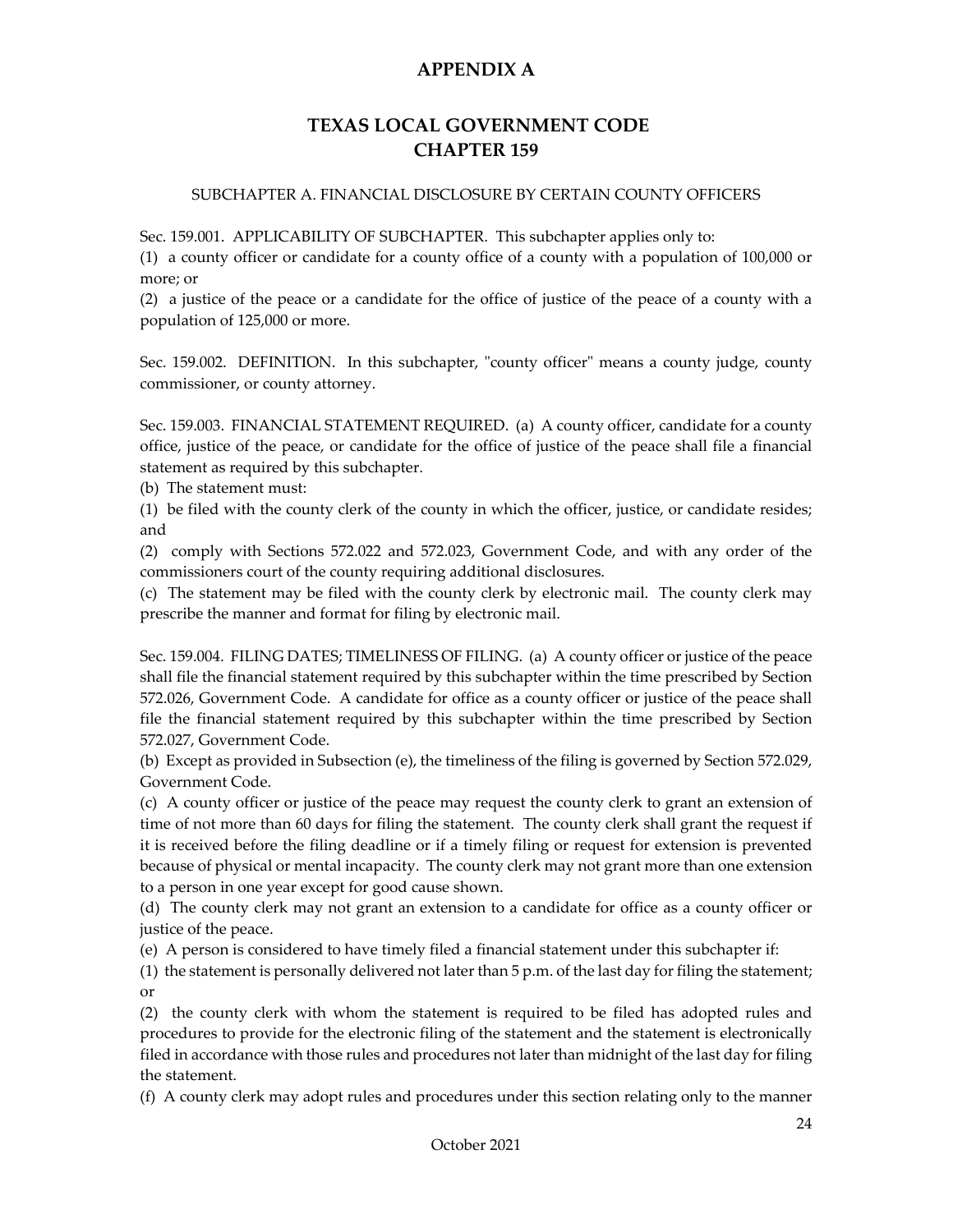# APPENDIX A

## TEXAS LOCAL GOVERNMENT CODE
## CHAPTER 159

### SUBCHAPTER A. FINANCIAL DISCLOSURE BY CERTAIN COUNTY OFFICERS

Sec. 159.001. APPLICABILITY OF SUBCHAPTER. This subchapter applies only to:

(1) a county officer or candidate for a county office of a county with a population of 100,000 or more; or

(2) a justice of the peace or a candidate for the office of justice of the peace of a county with a population of 125,000 or more.

Sec. 159.002. DEFINITION. In this subchapter, "county officer" means a county judge, county commissioner, or county attorney.

Sec. 159.003. FINANCIAL STATEMENT REQUIRED. (a) A county officer, candidate for a county office, justice of the peace, or candidate for the office of justice of the peace shall file a financial statement as required by this subchapter.

(b) The statement must:

(1) be filed with the county clerk of the county in which the officer, justice, or candidate resides; and

(2) comply with Sections 572.022 and 572.023, Government Code, and with any order of the commissioners court of the county requiring additional disclosures.

(c) The statement may be filed with the county clerk by electronic mail. The county clerk may prescribe the manner and format for filing by electronic mail.

Sec. 159.004. FILING DATES; TIMELINESS OF FILING. (a) A county officer or justice of the peace shall file the financial statement required by this subchapter within the time prescribed by Section 572.026, Government Code. A candidate for office as a county officer or justice of the peace shall file the financial statement required by this subchapter within the time prescribed by Section 572.027, Government Code.

(b) Except as provided in Subsection (e), the timeliness of the filing is governed by Section 572.029, Government Code.

(c) A county officer or justice of the peace may request the county clerk to grant an extension of time of not more than 60 days for filing the statement. The county clerk shall grant the request if it is received before the filing deadline or if a timely filing or request for extension is prevented because of physical or mental incapacity. The county clerk may not grant more than one extension to a person in one year except for good cause shown.

(d) The county clerk may not grant an extension to a candidate for office as a county officer or justice of the peace.

(e) A person is considered to have timely filed a financial statement under this subchapter if:

(1) the statement is personally delivered not later than 5 p.m. of the last day for filing the statement; or

(2) the county clerk with whom the statement is required to be filed has adopted rules and procedures to provide for the electronic filing of the statement and the statement is electronically filed in accordance with those rules and procedures not later than midnight of the last day for filing the statement.

(f) A county clerk may adopt rules and procedures under this section relating only to the manner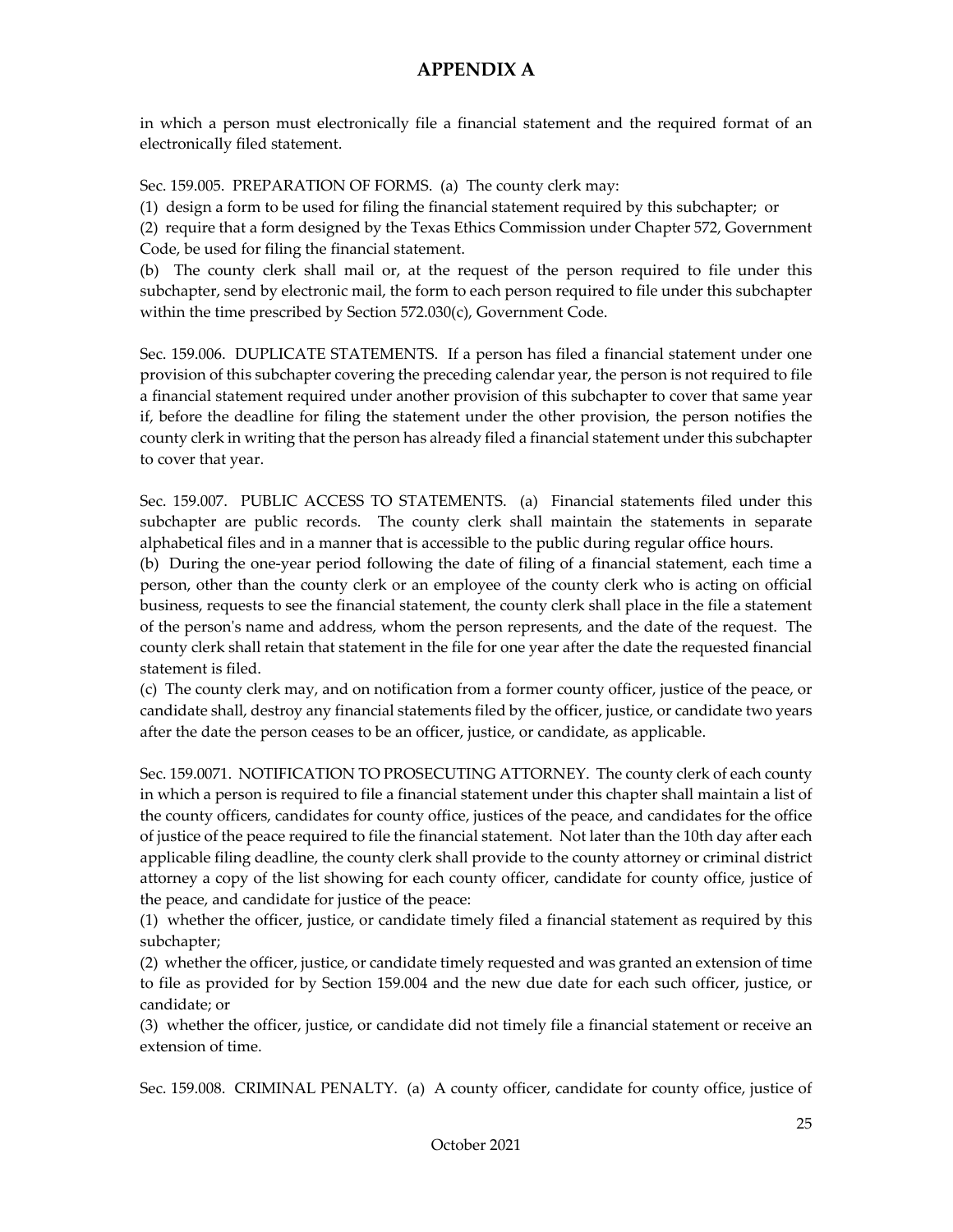# APPENDIX A

in which a person must electronically file a financial statement and the required format of an electronically filed statement.

Sec. 159.005. PREPARATION OF FORMS. (a) The county clerk may:

(1) design a form to be used for filing the financial statement required by this subchapter; or

(2) require that a form designed by the Texas Ethics Commission under Chapter 572, Government Code, be used for filing the financial statement.

(b) The county clerk shall mail or, at the request of the person required to file under this subchapter, send by electronic mail, the form to each person required to file under this subchapter within the time prescribed by Section 572.030(c), Government Code.

Sec. 159.006. DUPLICATE STATEMENTS. If a person has filed a financial statement under one provision of this subchapter covering the preceding calendar year, the person is not required to file a financial statement required under another provision of this subchapter to cover that same year if, before the deadline for filing the statement under the other provision, the person notifies the county clerk in writing that the person has already filed a financial statement under this subchapter to cover that year.

Sec. 159.007. PUBLIC ACCESS TO STATEMENTS. (a) Financial statements filed under this subchapter are public records. The county clerk shall maintain the statements in separate alphabetical files and in a manner that is accessible to the public during regular office hours.

(b) During the one-year period following the date of filing of a financial statement, each time a person, other than the county clerk or an employee of the county clerk who is acting on official business, requests to see the financial statement, the county clerk shall place in the file a statement of the person's name and address, whom the person represents, and the date of the request. The county clerk shall retain that statement in the file for one year after the date the requested financial statement is filed.

(c) The county clerk may, and on notification from a former county officer, justice of the peace, or candidate shall, destroy any financial statements filed by the officer, justice, or candidate two years after the date the person ceases to be an officer, justice, or candidate, as applicable.

Sec. 159.0071. NOTIFICATION TO PROSECUTING ATTORNEY. The county clerk of each county in which a person is required to file a financial statement under this chapter shall maintain a list of the county officers, candidates for county office, justices of the peace, and candidates for the office of justice of the peace required to file the financial statement. Not later than the 10th day after each applicable filing deadline, the county clerk shall provide to the county attorney or criminal district attorney a copy of the list showing for each county officer, candidate for county office, justice of the peace, and candidate for justice of the peace:

(1) whether the officer, justice, or candidate timely filed a financial statement as required by this subchapter;

(2) whether the officer, justice, or candidate timely requested and was granted an extension of time to file as provided for by Section 159.004 and the new due date for each such officer, justice, or candidate; or

(3) whether the officer, justice, or candidate did not timely file a financial statement or receive an extension of time.

Sec. 159.008. CRIMINAL PENALTY. (a) A county officer, candidate for county office, justice of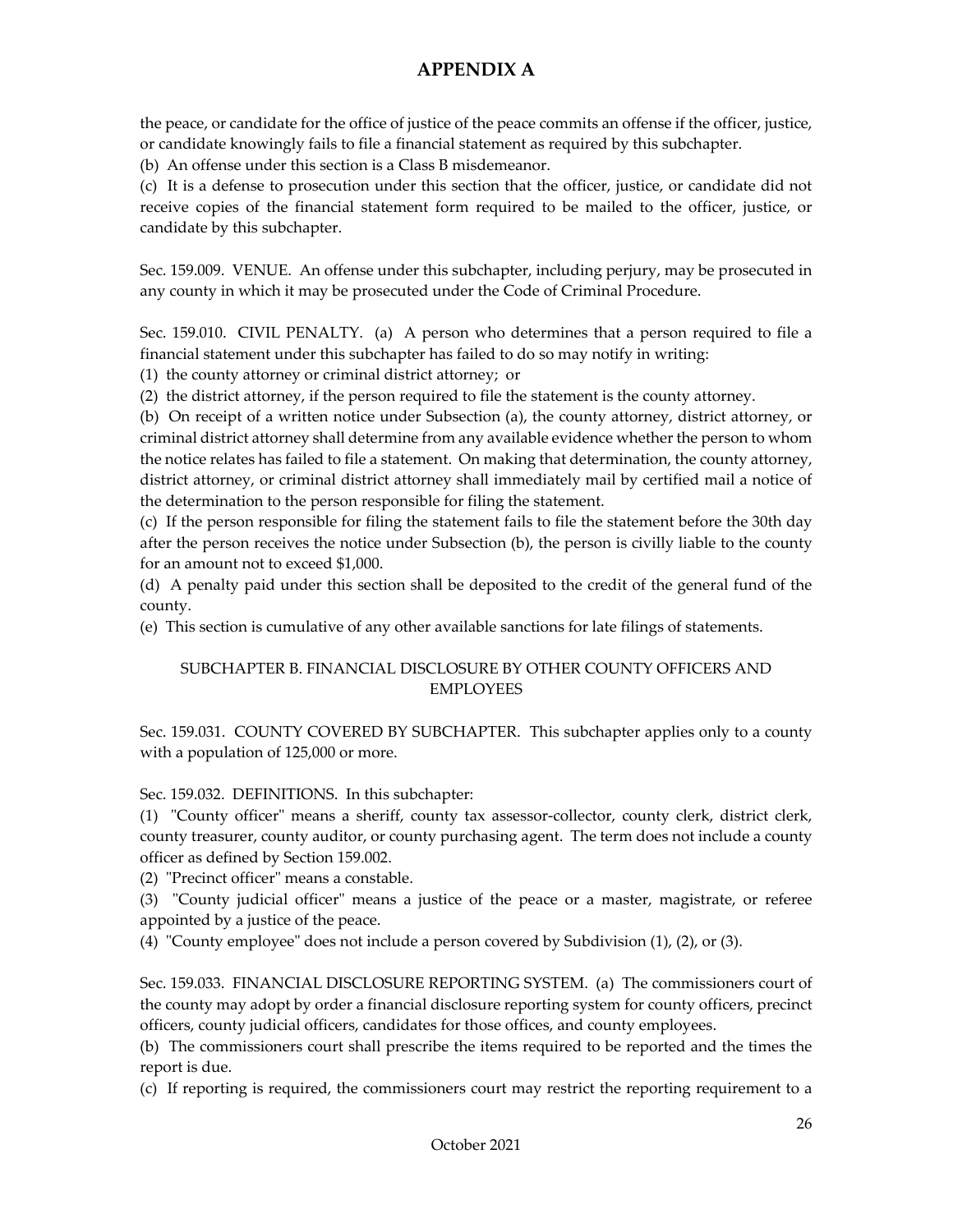the peace, or candidate for the office of justice of the peace commits an offense if the officer, justice, or candidate knowingly fails to file a financial statement as required by this subchapter.

(b) An offense under this section is a Class B misdemeanor.

(c) It is a defense to prosecution under this section that the officer, justice, or candidate did not receive copies of the financial statement form required to be mailed to the officer, justice, or candidate by this subchapter.

Sec. 159.009. VENUE. An offense under this subchapter, including perjury, may be prosecuted in any county in which it may be prosecuted under the Code of Criminal Procedure.

Sec. 159.010. CIVIL PENALTY. (a) A person who determines that a person required to file a financial statement under this subchapter has failed to do so may notify in writing:

(1) the county attorney or criminal district attorney; or

(2) the district attorney, if the person required to file the statement is the county attorney.

(b) On receipt of a written notice under Subsection (a), the county attorney, district attorney, or criminal district attorney shall determine from any available evidence whether the person to whom the notice relates has failed to file a statement. On making that determination, the county attorney, district attorney, or criminal district attorney shall immediately mail by certified mail a notice of the determination to the person responsible for filing the statement.

(c) If the person responsible for filing the statement fails to file the statement before the 30th day after the person receives the notice under Subsection (b), the person is civilly liable to the county for an amount not to exceed $1,000.

(d) A penalty paid under this section shall be deposited to the credit of the general fund of the county.

(e) This section is cumulative of any other available sanctions for late filings of statements.

SUBCHAPTER B. FINANCIAL DISCLOSURE BY OTHER COUNTY OFFICERS AND EMPLOYEES

Sec. 159.031. COUNTY COVERED BY SUBCHAPTER. This subchapter applies only to a county with a population of 125,000 or more.

Sec. 159.032. DEFINITIONS. In this subchapter:

(1) "County officer" means a sheriff, county tax assessor-collector, county clerk, district clerk, county treasurer, county auditor, or county purchasing agent. The term does not include a county officer as defined by Section 159.002.

(2) "Precinct officer" means a constable.

(3) "County judicial officer" means a justice of the peace or a master, magistrate, or referee appointed by a justice of the peace.

(4) "County employee" does not include a person covered by Subdivision (1), (2), or (3).

Sec. 159.033. FINANCIAL DISCLOSURE REPORTING SYSTEM. (a) The commissioners court of the county may adopt by order a financial disclosure reporting system for county officers, precinct officers, county judicial officers, candidates for those offices, and county employees.

(b) The commissioners court shall prescribe the items required to be reported and the times the report is due.

(c) If reporting is required, the commissioners court may restrict the reporting requirement to a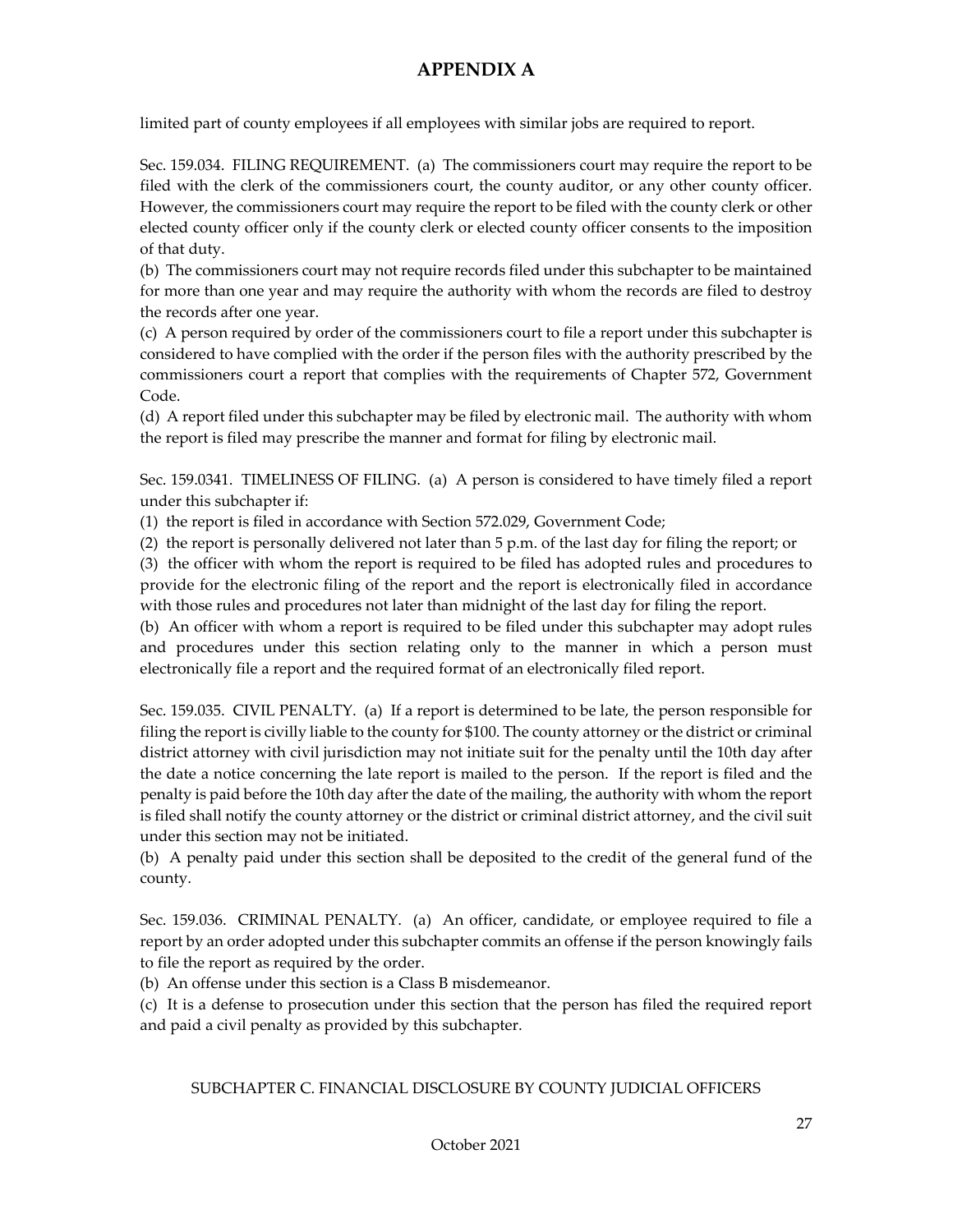# APPENDIX A

limited part of county employees if all employees with similar jobs are required to report.

Sec. 159.034. FILING REQUIREMENT. (a) The commissioners court may require the report to be filed with the clerk of the commissioners court, the county auditor, or any other county officer. However, the commissioners court may require the report to be filed with the county clerk or other elected county officer only if the county clerk or elected county officer consents to the imposition of that duty.

(b) The commissioners court may not require records filed under this subchapter to be maintained for more than one year and may require the authority with whom the records are filed to destroy the records after one year.

(c) A person required by order of the commissioners court to file a report under this subchapter is considered to have complied with the order if the person files with the authority prescribed by the commissioners court a report that complies with the requirements of Chapter 572, Government Code.

(d) A report filed under this subchapter may be filed by electronic mail. The authority with whom the report is filed may prescribe the manner and format for filing by electronic mail.

Sec. 159.0341. TIMELINESS OF FILING. (a) A person is considered to have timely filed a report under this subchapter if:

(1) the report is filed in accordance with Section 572.029, Government Code;

(2) the report is personally delivered not later than 5 p.m. of the last day for filing the report; or

(3) the officer with whom the report is required to be filed has adopted rules and procedures to provide for the electronic filing of the report and the report is electronically filed in accordance with those rules and procedures not later than midnight of the last day for filing the report.

(b) An officer with whom a report is required to be filed under this subchapter may adopt rules and procedures under this section relating only to the manner in which a person must electronically file a report and the required format of an electronically filed report.

Sec. 159.035. CIVIL PENALTY. (a) If a report is determined to be late, the person responsible for filing the report is civilly liable to the county for $100. The county attorney or the district or criminal district attorney with civil jurisdiction may not initiate suit for the penalty until the 10th day after the date a notice concerning the late report is mailed to the person. If the report is filed and the penalty is paid before the 10th day after the date of the mailing, the authority with whom the report is filed shall notify the county attorney or the district or criminal district attorney, and the civil suit under this section may not be initiated.

(b) A penalty paid under this section shall be deposited to the credit of the general fund of the county.

Sec. 159.036. CRIMINAL PENALTY. (a) An officer, candidate, or employee required to file a report by an order adopted under this subchapter commits an offense if the person knowingly fails to file the report as required by the order.

(b) An offense under this section is a Class B misdemeanor.

(c) It is a defense to prosecution under this section that the person has filed the required report and paid a civil penalty as provided by this subchapter.

SUBCHAPTER C. FINANCIAL DISCLOSURE BY COUNTY JUDICIAL OFFICERS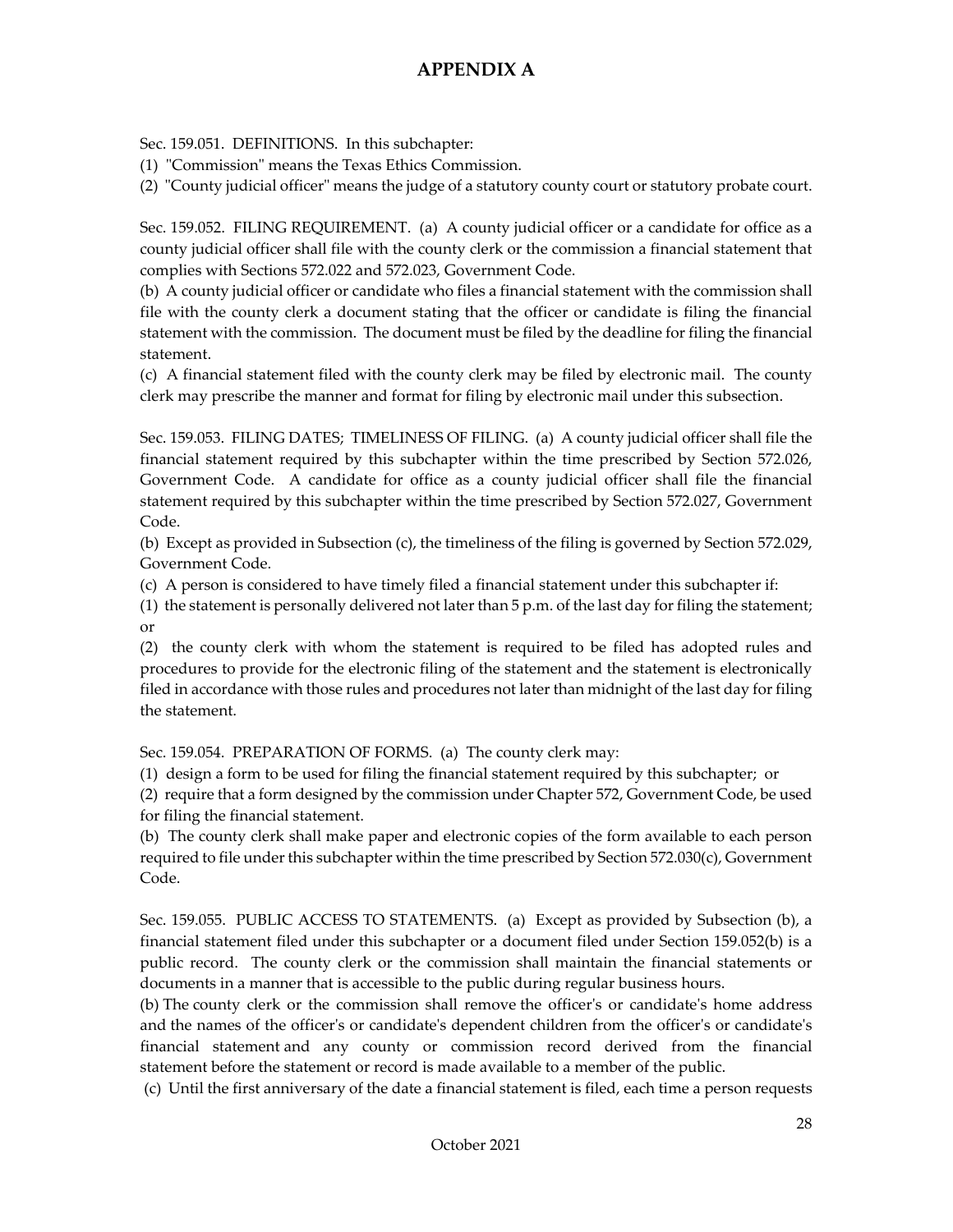# APPENDIX A

Sec. 159.051. DEFINITIONS. In this subchapter:

(1) "Commission" means the Texas Ethics Commission.

(2) "County judicial officer" means the judge of a statutory county court or statutory probate court.

Sec. 159.052. FILING REQUIREMENT. (a) A county judicial officer or a candidate for office as a county judicial officer shall file with the county clerk or the commission a financial statement that complies with Sections 572.022 and 572.023, Government Code.

(b) A county judicial officer or candidate who files a financial statement with the commission shall file with the county clerk a document stating that the officer or candidate is filing the financial statement with the commission. The document must be filed by the deadline for filing the financial statement.

(c) A financial statement filed with the county clerk may be filed by electronic mail. The county clerk may prescribe the manner and format for filing by electronic mail under this subsection.

Sec. 159.053. FILING DATES; TIMELINESS OF FILING. (a) A county judicial officer shall file the financial statement required by this subchapter within the time prescribed by Section 572.026, Government Code. A candidate for office as a county judicial officer shall file the financial statement required by this subchapter within the time prescribed by Section 572.027, Government Code.

(b) Except as provided in Subsection (c), the timeliness of the filing is governed by Section 572.029, Government Code.

(c) A person is considered to have timely filed a financial statement under this subchapter if:

(1) the statement is personally delivered not later than 5 p.m. of the last day for filing the statement; or

(2) the county clerk with whom the statement is required to be filed has adopted rules and procedures to provide for the electronic filing of the statement and the statement is electronically filed in accordance with those rules and procedures not later than midnight of the last day for filing the statement.

Sec. 159.054. PREPARATION OF FORMS. (a) The county clerk may:

(1) design a form to be used for filing the financial statement required by this subchapter; or

(2) require that a form designed by the commission under Chapter 572, Government Code, be used for filing the financial statement.

(b) The county clerk shall make paper and electronic copies of the form available to each person required to file under this subchapter within the time prescribed by Section 572.030(c), Government Code.

Sec. 159.055. PUBLIC ACCESS TO STATEMENTS. (a) Except as provided by Subsection (b), a financial statement filed under this subchapter or a document filed under Section 159.052(b) is a public record. The county clerk or the commission shall maintain the financial statements or documents in a manner that is accessible to the public during regular business hours.

(b) The county clerk or the commission shall remove the officer's or candidate's home address and the names of the officer's or candidate's dependent children from the officer's or candidate's financial statement and any county or commission record derived from the financial statement before the statement or record is made available to a member of the public.

(c) Until the first anniversary of the date a financial statement is filed, each time a person requests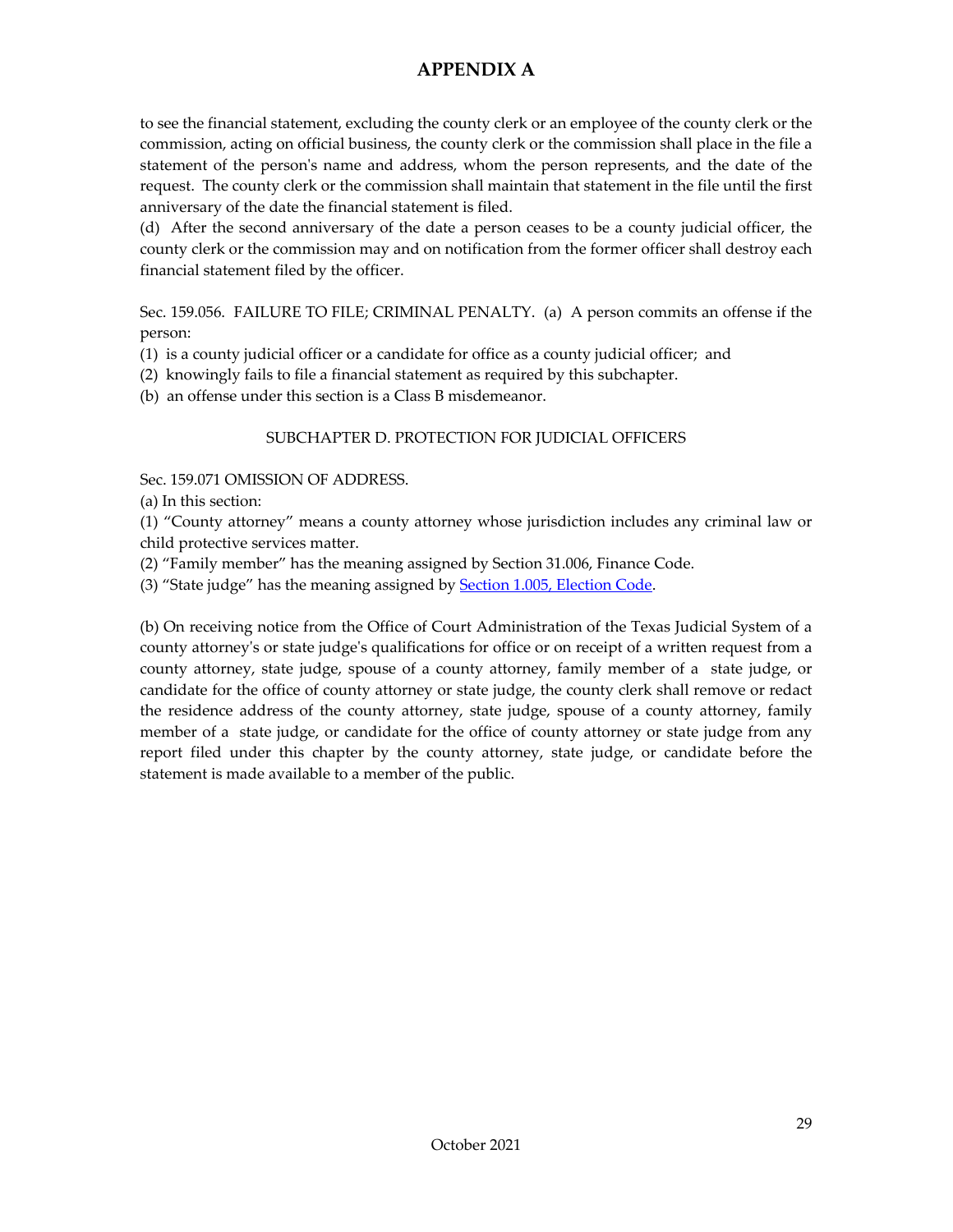# APPENDIX A

to see the financial statement, excluding the county clerk or an employee of the county clerk or the commission, acting on official business, the county clerk or the commission shall place in the file a statement of the person's name and address, whom the person represents, and the date of the request. The county clerk or the commission shall maintain that statement in the file until the first anniversary of the date the financial statement is filed.

(d) After the second anniversary of the date a person ceases to be a county judicial officer, the county clerk or the commission may and on notification from the former officer shall destroy each financial statement filed by the officer.

Sec. 159.056. FAILURE TO FILE; CRIMINAL PENALTY. (a) A person commits an offense if the person:

(1) is a county judicial officer or a candidate for office as a county judicial officer; and

(2) knowingly fails to file a financial statement as required by this subchapter.

(b) an offense under this section is a Class B misdemeanor.

SUBCHAPTER D. PROTECTION FOR JUDICIAL OFFICERS

Sec. 159.071 OMISSION OF ADDRESS.

(a) In this section:

(1) "County attorney" means a county attorney whose jurisdiction includes any criminal law or child protective services matter.

(2) "Family member" has the meaning assigned by Section 31.006, Finance Code.

(3) "State judge" has the meaning assigned by Section 1.005, Election Code.

(b) On receiving notice from the Office of Court Administration of the Texas Judicial System of a county attorney's or state judge's qualifications for office or on receipt of a written request from a county attorney, state judge, spouse of a county attorney, family member of a state judge, or candidate for the office of county attorney or state judge, the county clerk shall remove or redact the residence address of the county attorney, state judge, spouse of a county attorney, family member of a state judge, or candidate for the office of county attorney or state judge from any report filed under this chapter by the county attorney, state judge, or candidate before the statement is made available to a member of the public.

October 2021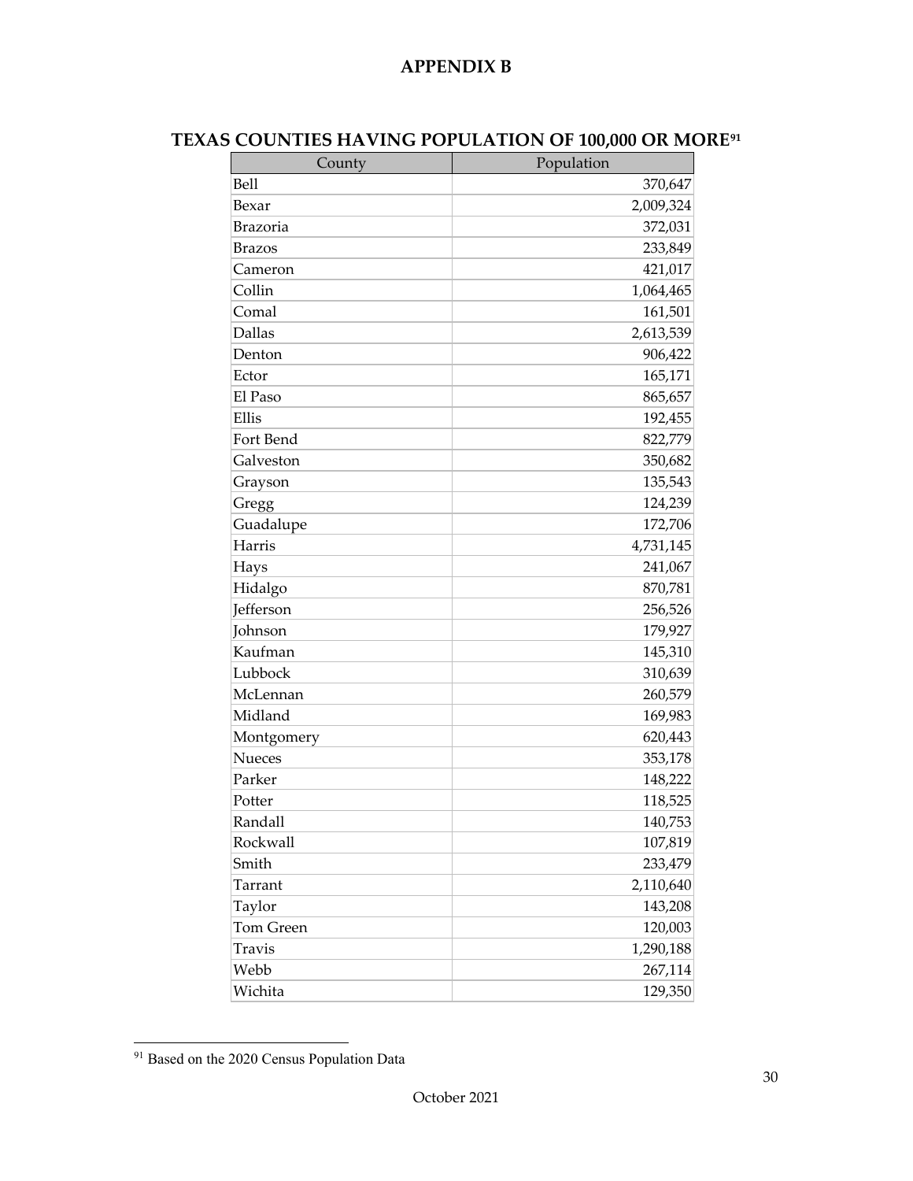# APPENDIX B

## TEXAS COUNTIES HAVING POPULATION OF 100,000 OR MORE[91]

| County | Population |
|---|---|
| Bell | 370,647 |
| Bexar | 2,009,324 |
| Brazoria | 372,031 |
| Brazos | 233,849 |
| Cameron | 421,017 |
| Collin | 1,064,465 |
| Comal | 161,501 |
| Dallas | 2,613,539 |
| Denton | 906,422 |
| Ector | 165,171 |
| El Paso | 865,657 |
| Ellis | 192,455 |
| Fort Bend | 822,779 |
| Galveston | 350,682 |
| Grayson | 135,543 |
| Gregg | 124,239 |
| Guadalupe | 172,706 |
| Harris | 4,731,145 |
| Hays | 241,067 |
| Hidalgo | 870,781 |
| Jefferson | 256,526 |
| Johnson | 179,927 |
| Kaufman | 145,310 |
| Lubbock | 310,639 |
| McLennan | 260,579 |
| Midland | 169,983 |
| Montgomery | 620,443 |
| Nueces | 353,178 |
| Parker | 148,222 |
| Potter | 118,525 |
| Randall | 140,753 |
| Rockwall | 107,819 |
| Smith | 233,479 |
| Tarrant | 2,110,640 |
| Taylor | 143,208 |
| Tom Green | 120,003 |
| Travis | 1,290,188 |
| Webb | 267,114 |
| Wichita | 129,350 |

[91] Based on the 2020 Census Population Data

October 2021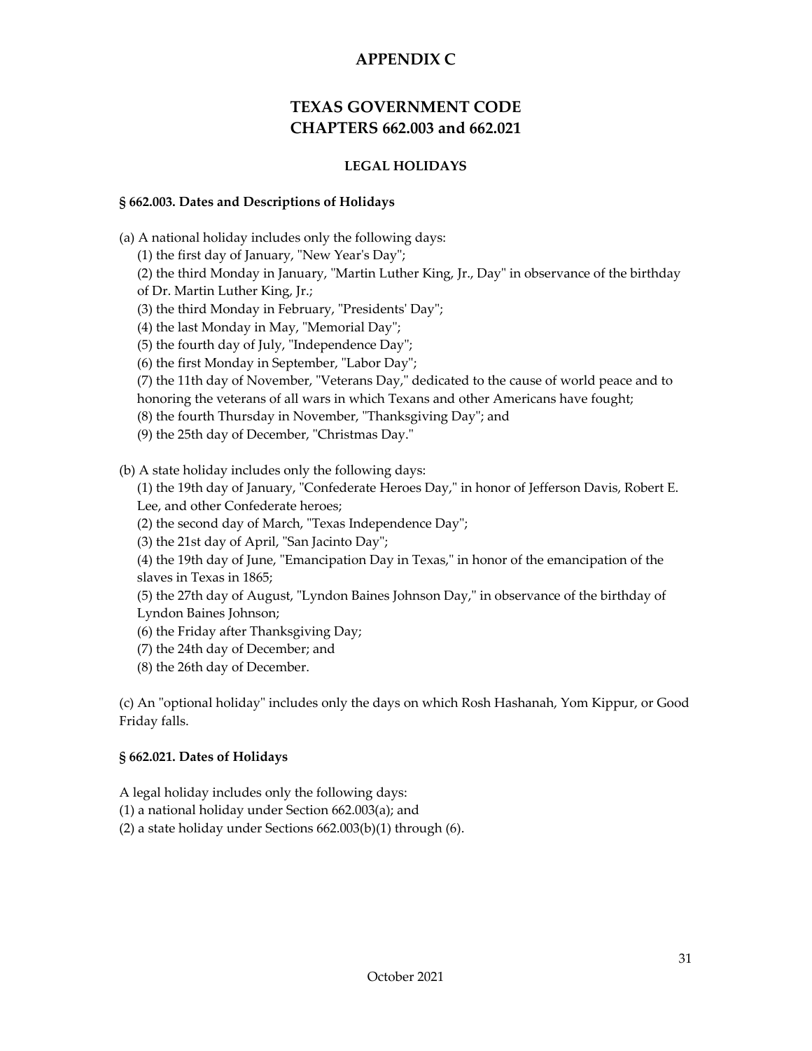# APPENDIX C

# TEXAS GOVERNMENT CODE
# CHAPTERS 662.003 and 662.021

### LEGAL HOLIDAYS

**§ 662.003. Dates and Descriptions of Holidays**

(a) A national holiday includes only the following days:

(1) the first day of January, "New Year's Day";

(2) the third Monday in January, "Martin Luther King, Jr., Day" in observance of the birthday of Dr. Martin Luther King, Jr.;

(3) the third Monday in February, "Presidents' Day";

(4) the last Monday in May, "Memorial Day";

(5) the fourth day of July, "Independence Day";

(6) the first Monday in September, "Labor Day";

(7) the 11th day of November, "Veterans Day," dedicated to the cause of world peace and to honoring the veterans of all wars in which Texans and other Americans have fought;

(8) the fourth Thursday in November, "Thanksgiving Day"; and

(9) the 25th day of December, "Christmas Day."

(b) A state holiday includes only the following days:

(1) the 19th day of January, "Confederate Heroes Day," in honor of Jefferson Davis, Robert E. Lee, and other Confederate heroes;

(2) the second day of March, "Texas Independence Day";

(3) the 21st day of April, "San Jacinto Day";

(4) the 19th day of June, "Emancipation Day in Texas," in honor of the emancipation of the slaves in Texas in 1865;

(5) the 27th day of August, "Lyndon Baines Johnson Day," in observance of the birthday of Lyndon Baines Johnson;

(6) the Friday after Thanksgiving Day;

(7) the 24th day of December; and

(8) the 26th day of December.

(c) An "optional holiday" includes only the days on which Rosh Hashanah, Yom Kippur, or Good Friday falls.

**§ 662.021. Dates of Holidays**

A legal holiday includes only the following days:

(1) a national holiday under Section 662.003(a); and

(2) a state holiday under Sections 662.003(b)(1) through (6).